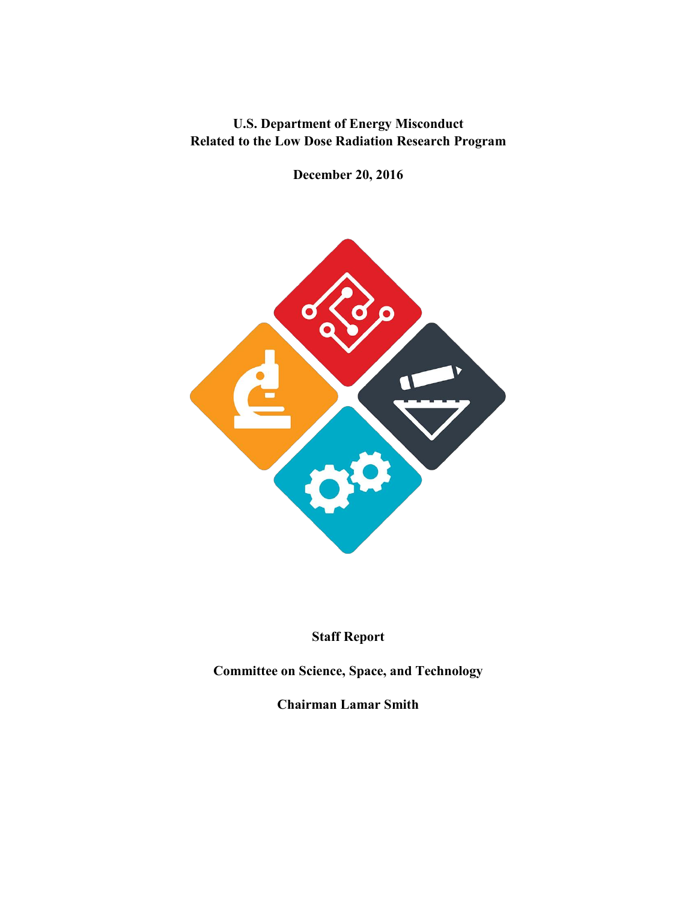# U.S. Department of Energy Misconduct Related to the Low Dose Radiation Research Program

**December 20, 2016**

**Staff Report**

**Committee on Science, Space, and Technology**

**Chairman Lamar Smith**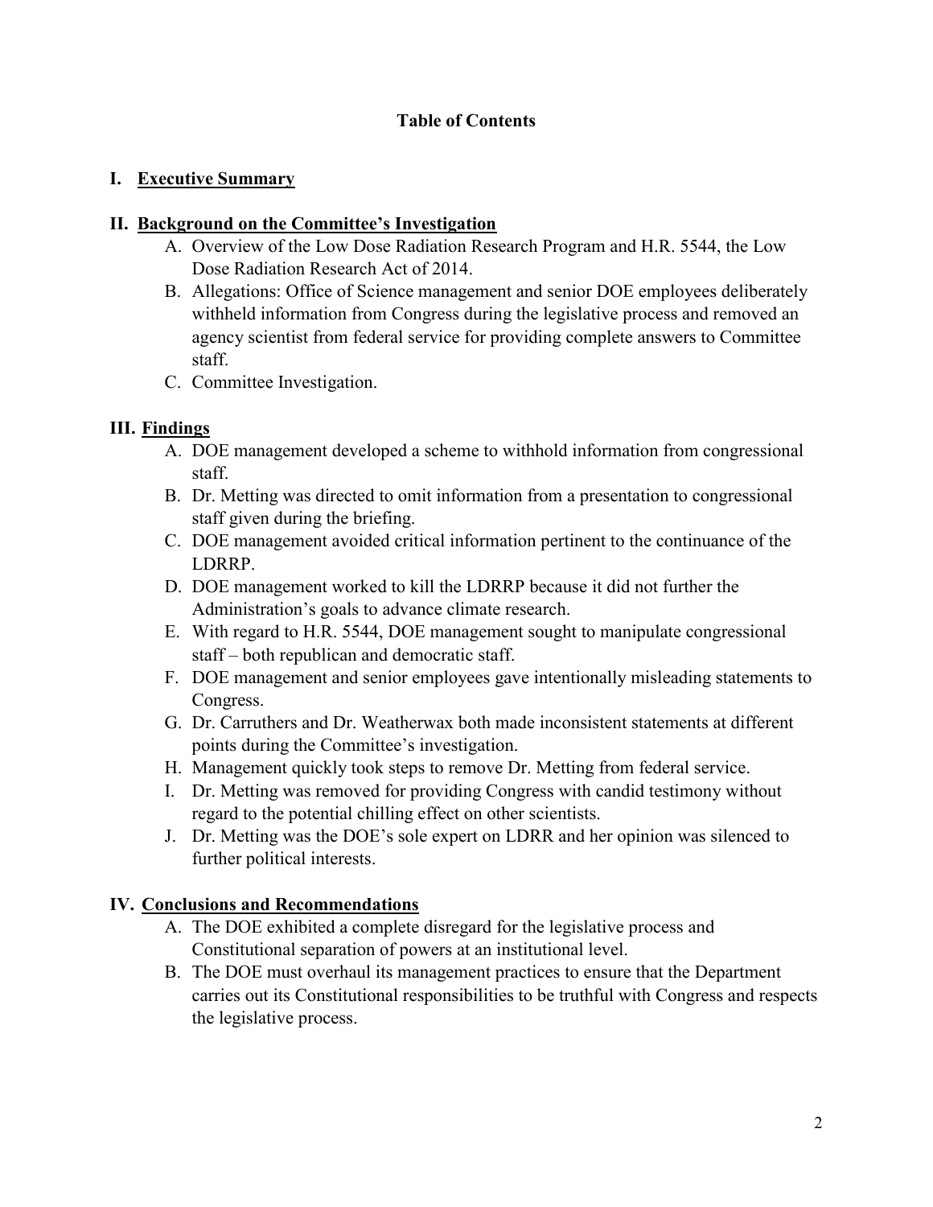## Table of Contents

**I. <u>Executive Summary</u>**

**II. <u>Background on the Committee's Investigation</u>**

A. Overview of the Low Dose Radiation Research Program and H.R. 5544, the Low Dose Radiation Research Act of 2014.

B. Allegations: Office of Science management and senior DOE employees deliberately withheld information from Congress during the legislative process and removed an agency scientist from federal service for providing complete answers to Committee staff.

C. Committee Investigation.

**III. <u>Findings</u>**

A. DOE management developed a scheme to withhold information from congressional staff.

B. Dr. Metting was directed to omit information from a presentation to congressional staff given during the briefing.

C. DOE management avoided critical information pertinent to the continuance of the LDRRP.

D. DOE management worked to kill the LDRRP because it did not further the Administration's goals to advance climate research.

E. With regard to H.R. 5544, DOE management sought to manipulate congressional staff – both republican and democratic staff.

F. DOE management and senior employees gave intentionally misleading statements to Congress.

G. Dr. Carruthers and Dr. Weatherwax both made inconsistent statements at different points during the Committee's investigation.

H. Management quickly took steps to remove Dr. Metting from federal service.

I. Dr. Metting was removed for providing Congress with candid testimony without regard to the potential chilling effect on other scientists.

J. Dr. Metting was the DOE's sole expert on LDRR and her opinion was silenced to further political interests.

**IV. <u>Conclusions and Recommendations</u>**

A. The DOE exhibited a complete disregard for the legislative process and Constitutional separation of powers at an institutional level.

B. The DOE must overhaul its management practices to ensure that the Department carries out its Constitutional responsibilities to be truthful with Congress and respects the legislative process.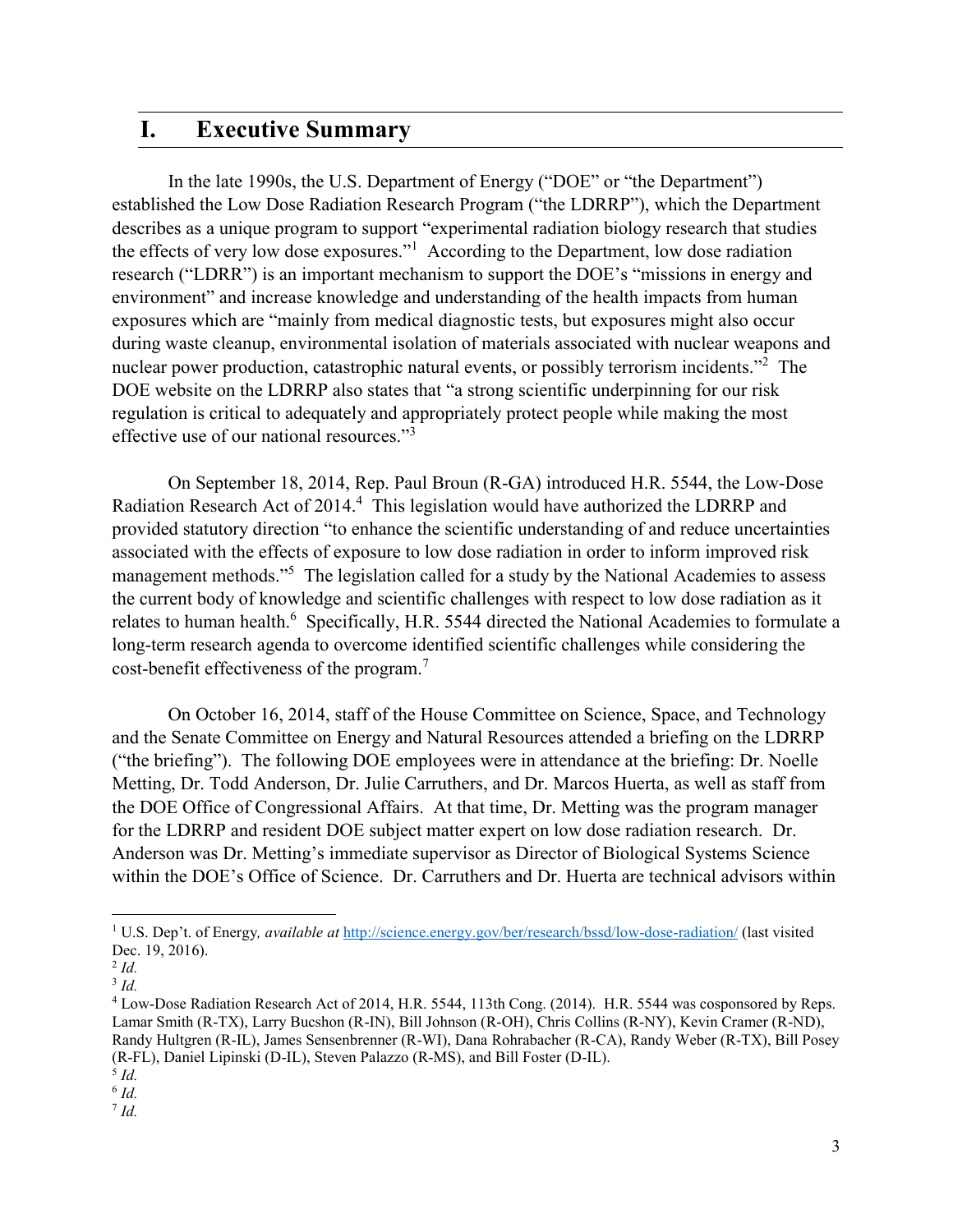# I. Executive Summary

In the late 1990s, the U.S. Department of Energy ("DOE" or "the Department") established the Low Dose Radiation Research Program ("the LDRRP"), which the Department describes as a unique program to support "experimental radiation biology research that studies the effects of very low dose exposures."[1] According to the Department, low dose radiation research ("LDRR") is an important mechanism to support the DOE's "missions in energy and environment" and increase knowledge and understanding of the health impacts from human exposures which are "mainly from medical diagnostic tests, but exposures might also occur during waste cleanup, environmental isolation of materials associated with nuclear weapons and nuclear power production, catastrophic natural events, or possibly terrorism incidents."[2] The DOE website on the LDRRP also states that "a strong scientific underpinning for our risk regulation is critical to adequately and appropriately protect people while making the most effective use of our national resources."[3]

On September 18, 2014, Rep. Paul Broun (R-GA) introduced H.R. 5544, the Low-Dose Radiation Research Act of 2014.[4] This legislation would have authorized the LDRRP and provided statutory direction "to enhance the scientific understanding of and reduce uncertainties associated with the effects of exposure to low dose radiation in order to inform improved risk management methods."[5] The legislation called for a study by the National Academies to assess the current body of knowledge and scientific challenges with respect to low dose radiation as it relates to human health.[6] Specifically, H.R. 5544 directed the National Academies to formulate a long-term research agenda to overcome identified scientific challenges while considering the cost-benefit effectiveness of the program.[7]

On October 16, 2014, staff of the House Committee on Science, Space, and Technology and the Senate Committee on Energy and Natural Resources attended a briefing on the LDRRP ("the briefing"). The following DOE employees were in attendance at the briefing: Dr. Noelle Metting, Dr. Todd Anderson, Dr. Julie Carruthers, and Dr. Marcos Huerta, as well as staff from the DOE Office of Congressional Affairs. At that time, Dr. Metting was the program manager for the LDRRP and resident DOE subject matter expert on low dose radiation research. Dr. Anderson was Dr. Metting's immediate supervisor as Director of Biological Systems Science within the DOE's Office of Science. Dr. Carruthers and Dr. Huerta are technical advisors within

---

[1] U.S. Dep't. of Energy, *available at* http://science.energy.gov/ber/research/bssd/low-dose-radiation/ (last visited Dec. 19, 2016).

[2] *Id.*

[3] *Id.*

[4] Low-Dose Radiation Research Act of 2014, H.R. 5544, 113th Cong. (2014). H.R. 5544 was cosponsored by Reps. Lamar Smith (R-TX), Larry Bucshon (R-IN), Bill Johnson (R-OH), Chris Collins (R-NY), Kevin Cramer (R-ND), Randy Hultgren (R-IL), James Sensenbrenner (R-WI), Dana Rohrabacher (R-CA), Randy Weber (R-TX), Bill Posey (R-FL), Daniel Lipinski (D-IL), Steven Palazzo (R-MS), and Bill Foster (D-IL).

[5] *Id.*

[6] *Id.*

[7] *Id.*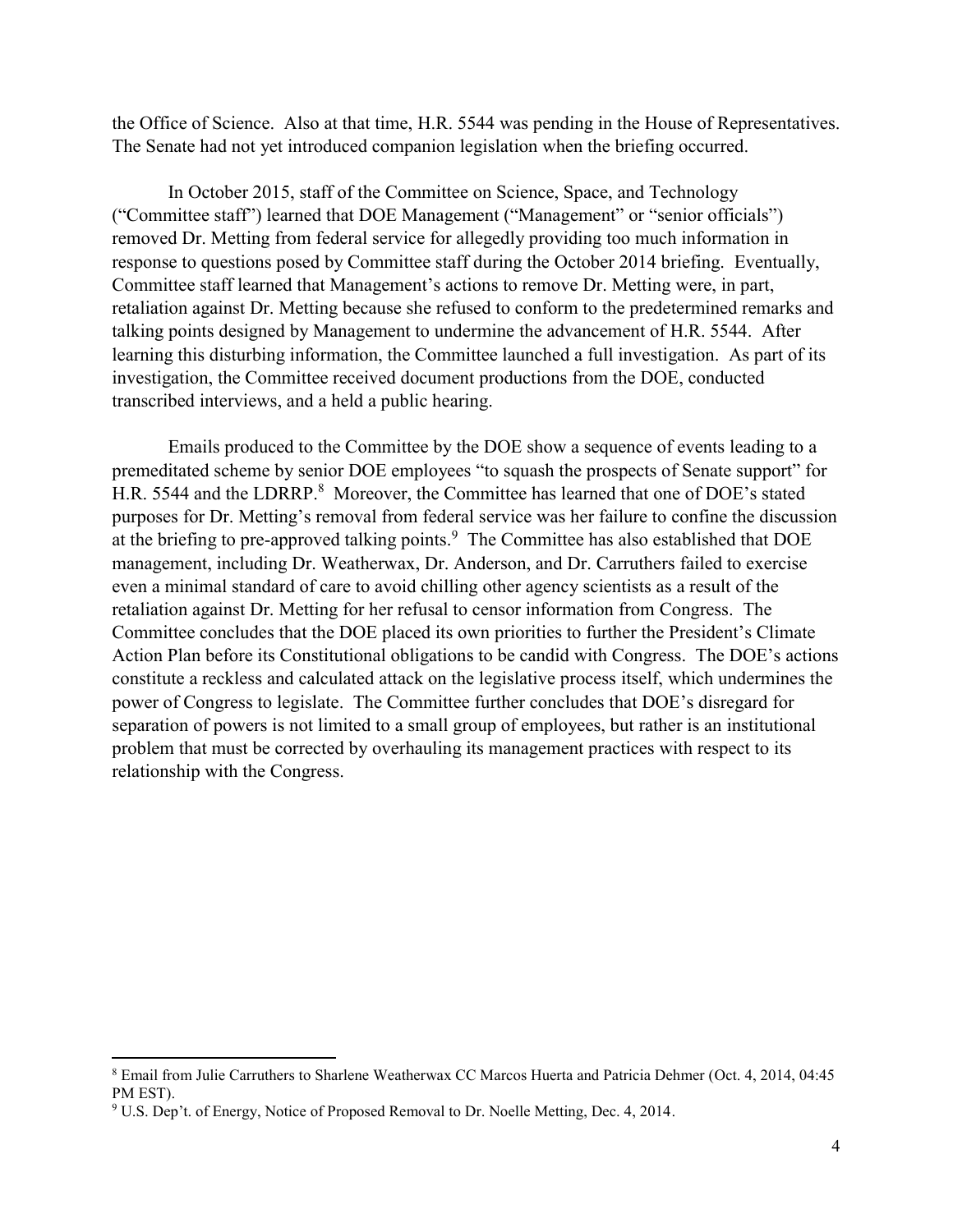the Office of Science. Also at that time, H.R. 5544 was pending in the House of Representatives. The Senate had not yet introduced companion legislation when the briefing occurred.

In October 2015, staff of the Committee on Science, Space, and Technology ("Committee staff") learned that DOE Management ("Management" or "senior officials") removed Dr. Metting from federal service for allegedly providing too much information in response to questions posed by Committee staff during the October 2014 briefing. Eventually, Committee staff learned that Management's actions to remove Dr. Metting were, in part, retaliation against Dr. Metting because she refused to conform to the predetermined remarks and talking points designed by Management to undermine the advancement of H.R. 5544. After learning this disturbing information, the Committee launched a full investigation. As part of its investigation, the Committee received document productions from the DOE, conducted transcribed interviews, and a held a public hearing.

Emails produced to the Committee by the DOE show a sequence of events leading to a premeditated scheme by senior DOE employees "to squash the prospects of Senate support" for H.R. 5544 and the LDRRP.[8] Moreover, the Committee has learned that one of DOE's stated purposes for Dr. Metting's removal from federal service was her failure to confine the discussion at the briefing to pre-approved talking points.[9] The Committee has also established that DOE management, including Dr. Weatherwax, Dr. Anderson, and Dr. Carruthers failed to exercise even a minimal standard of care to avoid chilling other agency scientists as a result of the retaliation against Dr. Metting for her refusal to censor information from Congress. The Committee concludes that the DOE placed its own priorities to further the President's Climate Action Plan before its Constitutional obligations to be candid with Congress. The DOE's actions constitute a reckless and calculated attack on the legislative process itself, which undermines the power of Congress to legislate. The Committee further concludes that DOE's disregard for separation of powers is not limited to a small group of employees, but rather is an institutional problem that must be corrected by overhauling its management practices with respect to its relationship with the Congress.

---

[8] Email from Julie Carruthers to Sharlene Weatherwax CC Marcos Huerta and Patricia Dehmer (Oct. 4, 2014, 04:45 PM EST).

[9] U.S. Dep't. of Energy, Notice of Proposed Removal to Dr. Noelle Metting, Dec. 4, 2014.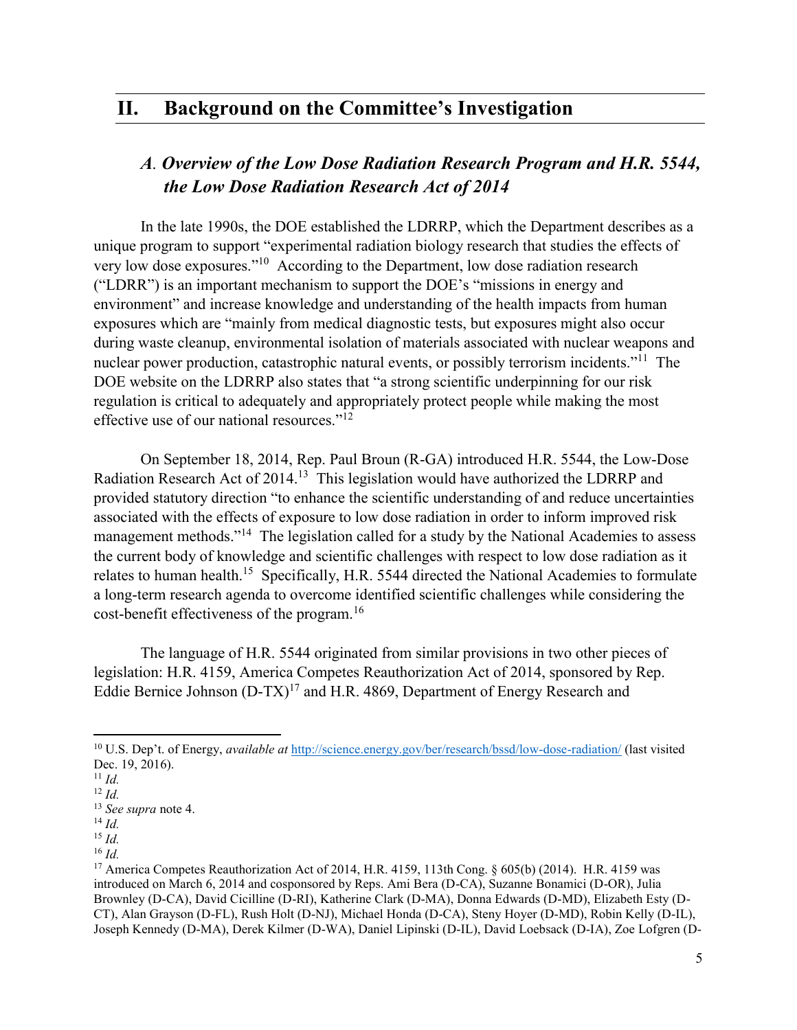## II. Background on the Committee's Investigation

### *A. Overview of the Low Dose Radiation Research Program and H.R. 5544, the Low Dose Radiation Research Act of 2014*

In the late 1990s, the DOE established the LDRRP, which the Department describes as a unique program to support "experimental radiation biology research that studies the effects of very low dose exposures."[10] According to the Department, low dose radiation research ("LDRR") is an important mechanism to support the DOE's "missions in energy and environment" and increase knowledge and understanding of the health impacts from human exposures which are "mainly from medical diagnostic tests, but exposures might also occur during waste cleanup, environmental isolation of materials associated with nuclear weapons and nuclear power production, catastrophic natural events, or possibly terrorism incidents."[11] The DOE website on the LDRRP also states that "a strong scientific underpinning for our risk regulation is critical to adequately and appropriately protect people while making the most effective use of our national resources."[12]

On September 18, 2014, Rep. Paul Broun (R-GA) introduced H.R. 5544, the Low-Dose Radiation Research Act of 2014.[13] This legislation would have authorized the LDRRP and provided statutory direction "to enhance the scientific understanding of and reduce uncertainties associated with the effects of exposure to low dose radiation in order to inform improved risk management methods."[14] The legislation called for a study by the National Academies to assess the current body of knowledge and scientific challenges with respect to low dose radiation as it relates to human health.[15] Specifically, H.R. 5544 directed the National Academies to formulate a long-term research agenda to overcome identified scientific challenges while considering the cost-benefit effectiveness of the program.[16]

The language of H.R. 5544 originated from similar provisions in two other pieces of legislation: H.R. 4159, America Competes Reauthorization Act of 2014, sponsored by Rep. Eddie Bernice Johnson (D-TX)[17] and H.R. 4869, Department of Energy Research and

---

[10] U.S. Dep't. of Energy, *available at* http://science.energy.gov/ber/research/bssd/low-dose-radiation/ (last visited Dec. 19, 2016).

[11] *Id.*

[12] *Id.*

[13] *See supra* note 4.

[14] *Id.*

[15] *Id.*

[16] *Id.*

[17] America Competes Reauthorization Act of 2014, H.R. 4159, 113th Cong. § 605(b) (2014). H.R. 4159 was introduced on March 6, 2014 and cosponsored by Reps. Ami Bera (D-CA), Suzanne Bonamici (D-OR), Julia Brownley (D-CA), David Cicilline (D-RI), Katherine Clark (D-MA), Donna Edwards (D-MD), Elizabeth Esty (D-CT), Alan Grayson (D-FL), Rush Holt (D-NJ), Michael Honda (D-CA), Steny Hoyer (D-MD), Robin Kelly (D-IL), Joseph Kennedy (D-MA), Derek Kilmer (D-WA), Daniel Lipinski (D-IL), David Loebsack (D-IA), Zoe Lofgren (D-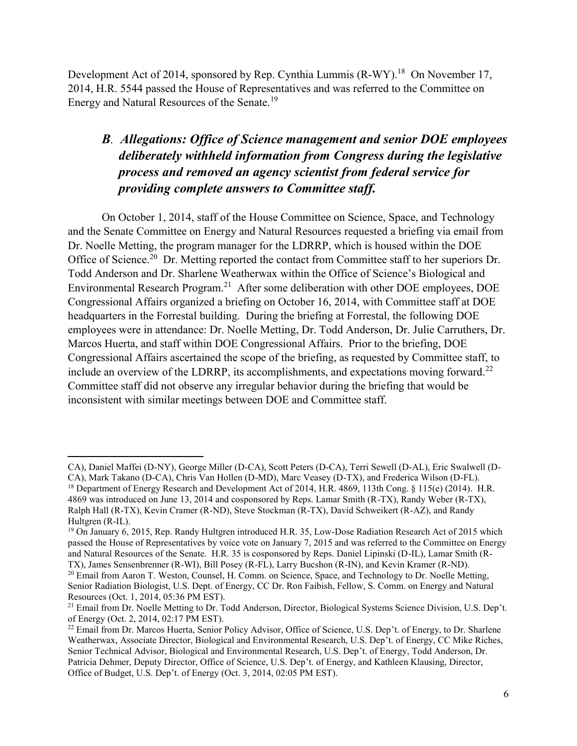Development Act of 2014, sponsored by Rep. Cynthia Lummis (R-WY).[18] On November 17, 2014, H.R. 5544 passed the House of Representatives and was referred to the Committee on Energy and Natural Resources of the Senate.[19]

### *B. Allegations: Office of Science management and senior DOE employees deliberately withheld information from Congress during the legislative process and removed an agency scientist from federal service for providing complete answers to Committee staff.*

On October 1, 2014, staff of the House Committee on Science, Space, and Technology and the Senate Committee on Energy and Natural Resources requested a briefing via email from Dr. Noelle Metting, the program manager for the LDRRP, which is housed within the DOE Office of Science.[20] Dr. Metting reported the contact from Committee staff to her superiors Dr. Todd Anderson and Dr. Sharlene Weatherwax within the Office of Science's Biological and Environmental Research Program.[21] After some deliberation with other DOE employees, DOE Congressional Affairs organized a briefing on October 16, 2014, with Committee staff at DOE headquarters in the Forrestal building. During the briefing at Forrestal, the following DOE employees were in attendance: Dr. Noelle Metting, Dr. Todd Anderson, Dr. Julie Carruthers, Dr. Marcos Huerta, and staff within DOE Congressional Affairs. Prior to the briefing, DOE Congressional Affairs ascertained the scope of the briefing, as requested by Committee staff, to include an overview of the LDRRP, its accomplishments, and expectations moving forward.[22] Committee staff did not observe any irregular behavior during the briefing that would be inconsistent with similar meetings between DOE and Committee staff.

---

CA), Daniel Maffei (D-NY), George Miller (D-CA), Scott Peters (D-CA), Terri Sewell (D-AL), Eric Swalwell (D-CA), Mark Takano (D-CA), Chris Van Hollen (D-MD), Marc Veasey (D-TX), and Frederica Wilson (D-FL).

[18] Department of Energy Research and Development Act of 2014, H.R. 4869, 113th Cong. § 115(e) (2014). H.R. 4869 was introduced on June 13, 2014 and cosponsored by Reps. Lamar Smith (R-TX), Randy Weber (R-TX), Ralph Hall (R-TX), Kevin Cramer (R-ND), Steve Stockman (R-TX), David Schweikert (R-AZ), and Randy Hultgren (R-IL).

[19] On January 6, 2015, Rep. Randy Hultgren introduced H.R. 35, Low-Dose Radiation Research Act of 2015 which passed the House of Representatives by voice vote on January 7, 2015 and was referred to the Committee on Energy and Natural Resources of the Senate. H.R. 35 is cosponsored by Reps. Daniel Lipinski (D-IL), Lamar Smith (R-TX), James Sensenbrenner (R-WI), Bill Posey (R-FL), Larry Bucshon (R-IN), and Kevin Kramer (R-ND).

[20] Email from Aaron T. Weston, Counsel, H. Comm. on Science, Space, and Technology to Dr. Noelle Metting, Senior Radiation Biologist, U.S. Dept. of Energy, CC Dr. Ron Faibish, Fellow, S. Comm. on Energy and Natural Resources (Oct. 1, 2014, 05:36 PM EST).

[21] Email from Dr. Noelle Metting to Dr. Todd Anderson, Director, Biological Systems Science Division, U.S. Dep't. of Energy (Oct. 2, 2014, 02:17 PM EST).

[22] Email from Dr. Marcos Huerta, Senior Policy Advisor, Office of Science, U.S. Dep't. of Energy, to Dr. Sharlene Weatherwax, Associate Director, Biological and Environmental Research, U.S. Dep't. of Energy, CC Mike Riches, Senior Technical Advisor, Biological and Environmental Research, U.S. Dep't. of Energy, Todd Anderson, Dr. Patricia Dehmer, Deputy Director, Office of Science, U.S. Dep't. of Energy, and Kathleen Klausing, Director, Office of Budget, U.S. Dep't. of Energy (Oct. 3, 2014, 02:05 PM EST).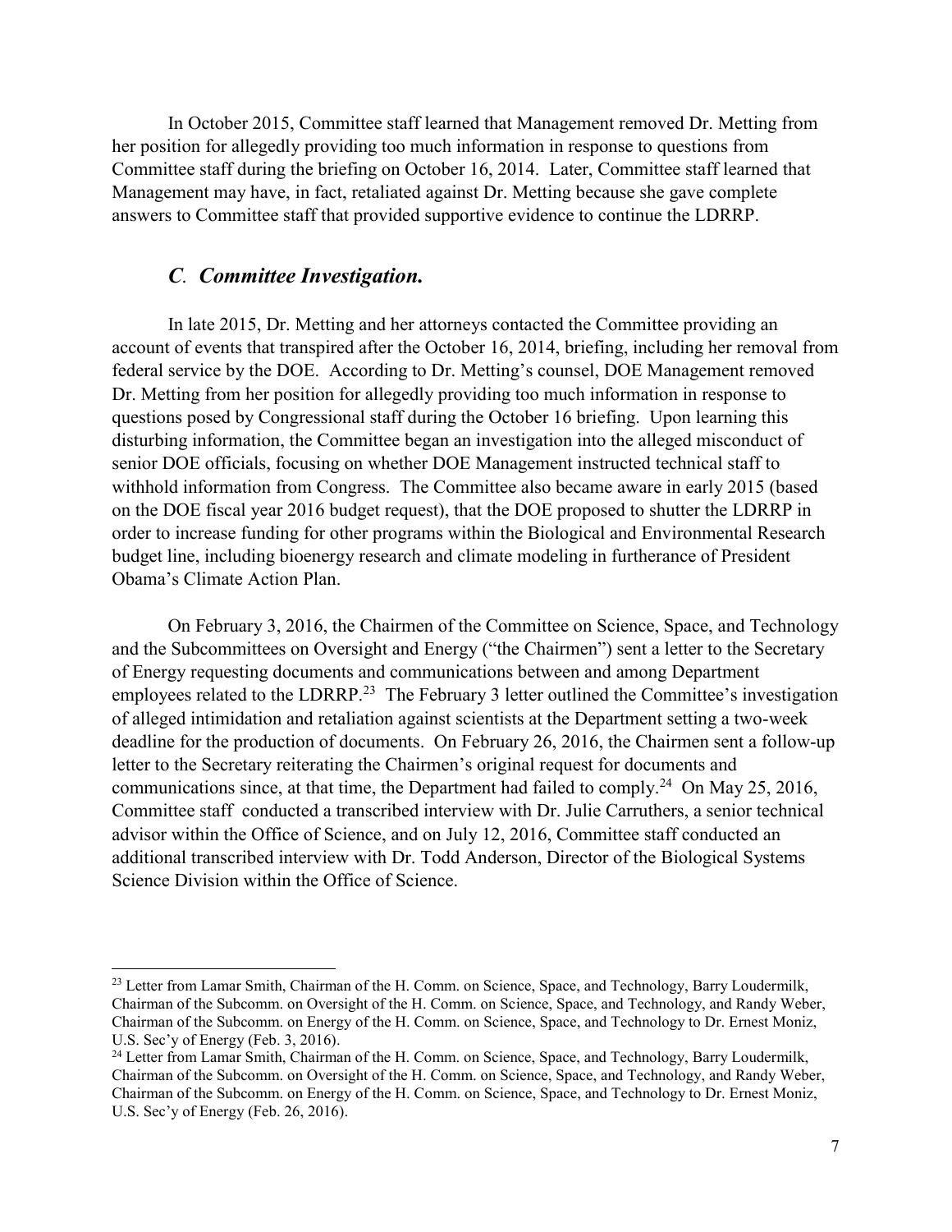In October 2015, Committee staff learned that Management removed Dr. Metting from her position for allegedly providing too much information in response to questions from Committee staff during the briefing on October 16, 2014. Later, Committee staff learned that Management may have, in fact, retaliated against Dr. Metting because she gave complete answers to Committee staff that provided supportive evidence to continue the LDRRP.

### *C. Committee Investigation.*

In late 2015, Dr. Metting and her attorneys contacted the Committee providing an account of events that transpired after the October 16, 2014, briefing, including her removal from federal service by the DOE. According to Dr. Metting's counsel, DOE Management removed Dr. Metting from her position for allegedly providing too much information in response to questions posed by Congressional staff during the October 16 briefing. Upon learning this disturbing information, the Committee began an investigation into the alleged misconduct of senior DOE officials, focusing on whether DOE Management instructed technical staff to withhold information from Congress. The Committee also became aware in early 2015 (based on the DOE fiscal year 2016 budget request), that the DOE proposed to shutter the LDRRP in order to increase funding for other programs within the Biological and Environmental Research budget line, including bioenergy research and climate modeling in furtherance of President Obama's Climate Action Plan.

On February 3, 2016, the Chairmen of the Committee on Science, Space, and Technology and the Subcommittees on Oversight and Energy ("the Chairmen") sent a letter to the Secretary of Energy requesting documents and communications between and among Department employees related to the LDRRP.[23] The February 3 letter outlined the Committee's investigation of alleged intimidation and retaliation against scientists at the Department setting a two-week deadline for the production of documents. On February 26, 2016, the Chairmen sent a follow-up letter to the Secretary reiterating the Chairmen's original request for documents and communications since, at that time, the Department had failed to comply.[24] On May 25, 2016, Committee staff conducted a transcribed interview with Dr. Julie Carruthers, a senior technical advisor within the Office of Science, and on July 12, 2016, Committee staff conducted an additional transcribed interview with Dr. Todd Anderson, Director of the Biological Systems Science Division within the Office of Science.

---

[23] Letter from Lamar Smith, Chairman of the H. Comm. on Science, Space, and Technology, Barry Loudermilk, Chairman of the Subcomm. on Oversight of the H. Comm. on Science, Space, and Technology, and Randy Weber, Chairman of the Subcomm. on Energy of the H. Comm. on Science, Space, and Technology to Dr. Ernest Moniz, U.S. Sec'y of Energy (Feb. 3, 2016).

[24] Letter from Lamar Smith, Chairman of the H. Comm. on Science, Space, and Technology, Barry Loudermilk, Chairman of the Subcomm. on Oversight of the H. Comm. on Science, Space, and Technology, and Randy Weber, Chairman of the Subcomm. on Energy of the H. Comm. on Science, Space, and Technology to Dr. Ernest Moniz, U.S. Sec'y of Energy (Feb. 26, 2016).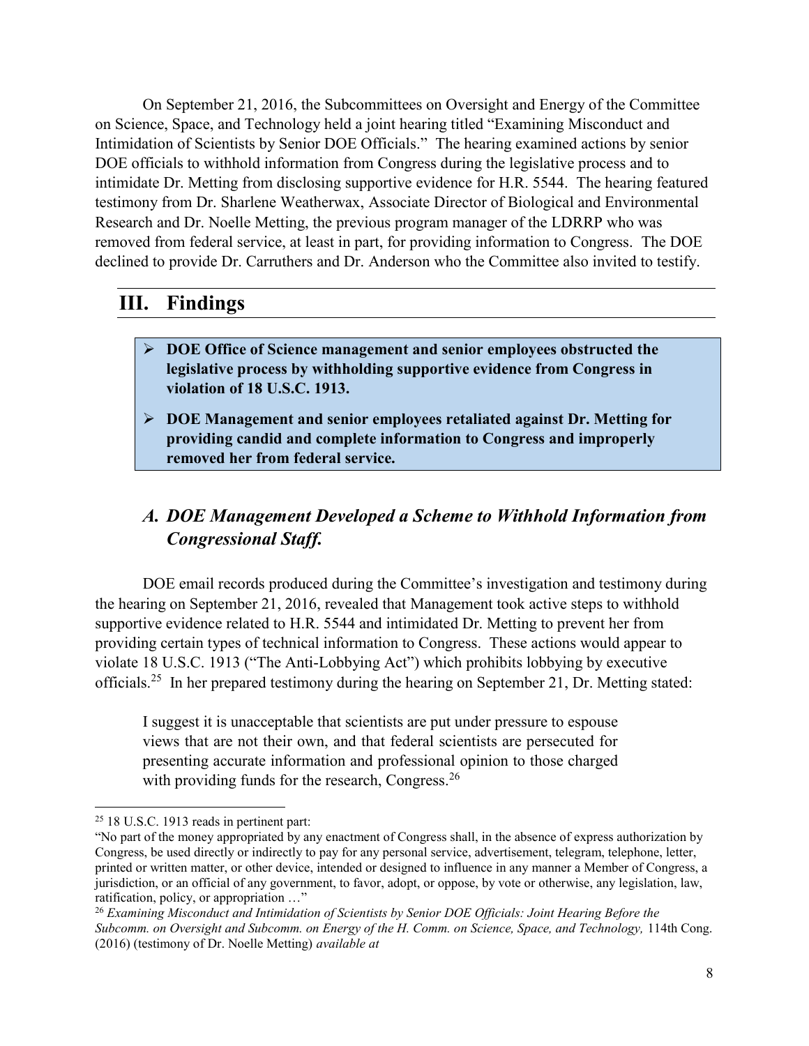On September 21, 2016, the Subcommittees on Oversight and Energy of the Committee on Science, Space, and Technology held a joint hearing titled "Examining Misconduct and Intimidation of Scientists by Senior DOE Officials." The hearing examined actions by senior DOE officials to withhold information from Congress during the legislative process and to intimidate Dr. Metting from disclosing supportive evidence for H.R. 5544. The hearing featured testimony from Dr. Sharlene Weatherwax, Associate Director of Biological and Environmental Research and Dr. Noelle Metting, the previous program manager of the LDRRP who was removed from federal service, at least in part, for providing information to Congress. The DOE declined to provide Dr. Carruthers and Dr. Anderson who the Committee also invited to testify.

## III. Findings

- **DOE Office of Science management and senior employees obstructed the legislative process by withholding supportive evidence from Congress in violation of 18 U.S.C. 1913.**
- **DOE Management and senior employees retaliated against Dr. Metting for providing candid and complete information to Congress and improperly removed her from federal service.**

### *A. DOE Management Developed a Scheme to Withhold Information from Congressional Staff.*

DOE email records produced during the Committee's investigation and testimony during the hearing on September 21, 2016, revealed that Management took active steps to withhold supportive evidence related to H.R. 5544 and intimidated Dr. Metting to prevent her from providing certain types of technical information to Congress. These actions would appear to violate 18 U.S.C. 1913 ("The Anti-Lobbying Act") which prohibits lobbying by executive officials.[25] In her prepared testimony during the hearing on September 21, Dr. Metting stated:

> I suggest it is unacceptable that scientists are put under pressure to espouse views that are not their own, and that federal scientists are persecuted for presenting accurate information and professional opinion to those charged with providing funds for the research, Congress.[26]

---

[25] 18 U.S.C. 1913 reads in pertinent part:
"No part of the money appropriated by any enactment of Congress shall, in the absence of express authorization by Congress, be used directly or indirectly to pay for any personal service, advertisement, telegram, telephone, letter, printed or written matter, or other device, intended or designed to influence in any manner a Member of Congress, a jurisdiction, or an official of any government, to favor, adopt, or oppose, by vote or otherwise, any legislation, law, ratification, policy, or appropriation …"

[26] *Examining Misconduct and Intimidation of Scientists by Senior DOE Officials: Joint Hearing Before the Subcomm. on Oversight and Subcomm. on Energy of the H. Comm. on Science, Space, and Technology,* 114th Cong. (2016) (testimony of Dr. Noelle Metting) *available at*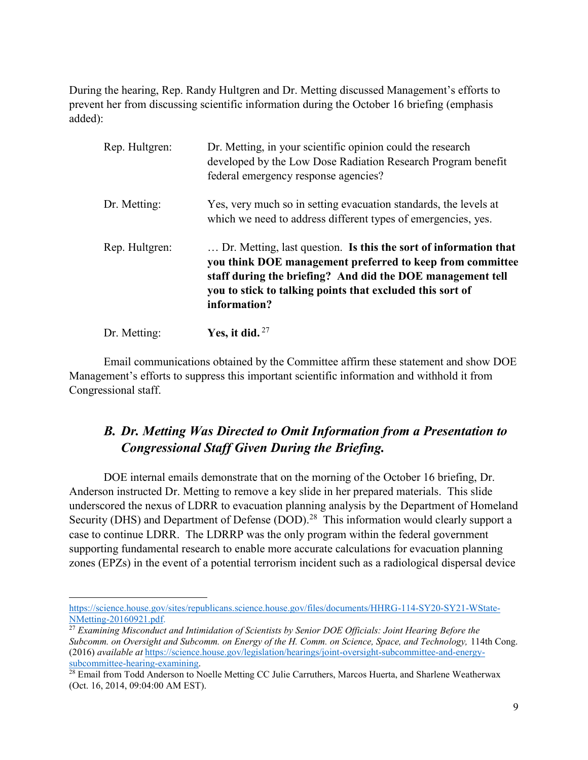During the hearing, Rep. Randy Hultgren and Dr. Metting discussed Management's efforts to prevent her from discussing scientific information during the October 16 briefing (emphasis added):

| | |
|---|---|
| Rep. Hultgren: | Dr. Metting, in your scientific opinion could the research developed by the Low Dose Radiation Research Program benefit federal emergency response agencies? |
| Dr. Metting: | Yes, very much so in setting evacuation standards, the levels at which we need to address different types of emergencies, yes. |
| Rep. Hultgren: | … Dr. Metting, last question. **Is this the sort of information that you think DOE management preferred to keep from committee staff during the briefing? And did the DOE management tell you to stick to talking points that excluded this sort of information?** |
| Dr. Metting: | **Yes, it did.** [27] |

Email communications obtained by the Committee affirm these statement and show DOE Management's efforts to suppress this important scientific information and withhold it from Congressional staff.

### *B. Dr. Metting Was Directed to Omit Information from a Presentation to Congressional Staff Given During the Briefing.*

DOE internal emails demonstrate that on the morning of the October 16 briefing, Dr. Anderson instructed Dr. Metting to remove a key slide in her prepared materials. This slide underscored the nexus of LDRR to evacuation planning analysis by the Department of Homeland Security (DHS) and Department of Defense (DOD).[28] This information would clearly support a case to continue LDRR. The LDRRP was the only program within the federal government supporting fundamental research to enable more accurate calculations for evacuation planning zones (EPZs) in the event of a potential terrorism incident such as a radiological dispersal device

---

https://science.house.gov/sites/republicans.science.house.gov/files/documents/HHRG-114-SY20-SY21-WState-NMetting-20160921.pdf.

[27] *Examining Misconduct and Intimidation of Scientists by Senior DOE Officials: Joint Hearing Before the Subcomm. on Oversight and Subcomm. on Energy of the H. Comm. on Science, Space, and Technology,* 114th Cong. (2016) *available at* https://science.house.gov/legislation/hearings/joint-oversight-subcommittee-and-energy-subcommittee-hearing-examining.

[28] Email from Todd Anderson to Noelle Metting CC Julie Carruthers, Marcos Huerta, and Sharlene Weatherwax (Oct. 16, 2014, 09:04:00 AM EST).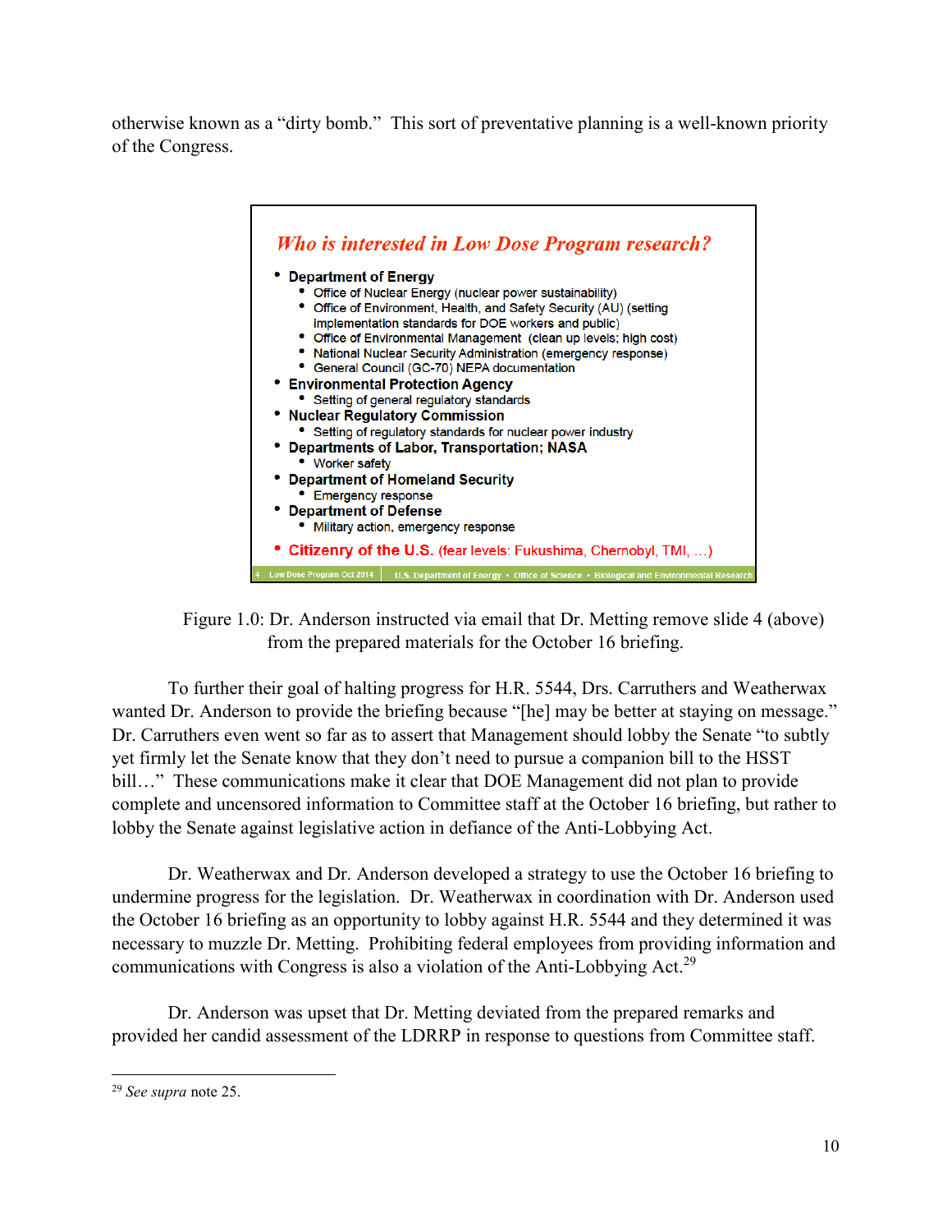otherwise known as a "dirty bomb." This sort of preventative planning is a well-known priority of the Congress.

### *Who is interested in Low Dose Program research?*

- **Department of Energy**
  - Office of Nuclear Energy (nuclear power sustainability)
  - Office of Environment, Health, and Safety Security (AU) (setting implementation standards for DOE workers and public)
  - Office of Environmental Management (clean up levels; high cost)
  - National Nuclear Security Administration (emergency response)
  - General Council (GC-70) NEPA documentation
- **Environmental Protection Agency**
  - Setting of general regulatory standards
- **Nuclear Regulatory Commission**
  - Setting of regulatory standards for nuclear power industry
- **Departments of Labor, Transportation; NASA**
  - Worker safety
- **Department of Homeland Security**
  - Emergency response
- **Department of Defense**
  - Military action, emergency response
- **Citizenry of the U.S.** (fear levels: Fukushima, Chernobyl, TMI, …)

4 Low Dose Program Oct 2014 | U.S. Department of Energy • Office of Science • Biological and Environmental Research

Figure 1.0: Dr. Anderson instructed via email that Dr. Metting remove slide 4 (above) from the prepared materials for the October 16 briefing.

To further their goal of halting progress for H.R. 5544, Drs. Carruthers and Weatherwax wanted Dr. Anderson to provide the briefing because "[he] may be better at staying on message." Dr. Carruthers even went so far as to assert that Management should lobby the Senate "to subtly yet firmly let the Senate know that they don't need to pursue a companion bill to the HSST bill…" These communications make it clear that DOE Management did not plan to provide complete and uncensored information to Committee staff at the October 16 briefing, but rather to lobby the Senate against legislative action in defiance of the Anti-Lobbying Act.

Dr. Weatherwax and Dr. Anderson developed a strategy to use the October 16 briefing to undermine progress for the legislation. Dr. Weatherwax in coordination with Dr. Anderson used the October 16 briefing as an opportunity to lobby against H.R. 5544 and they determined it was necessary to muzzle Dr. Metting. Prohibiting federal employees from providing information and communications with Congress is also a violation of the Anti-Lobbying Act.[29]

Dr. Anderson was upset that Dr. Metting deviated from the prepared remarks and provided her candid assessment of the LDRRP in response to questions from Committee staff.

[29] *See supra* note 25.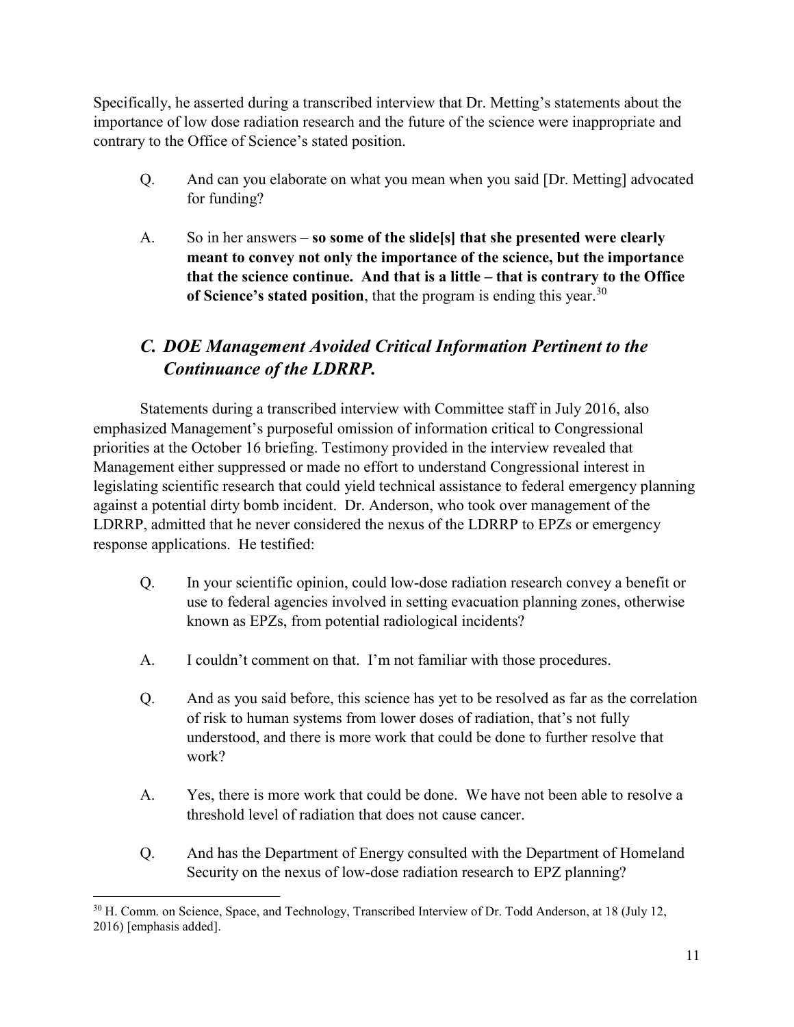Specifically, he asserted during a transcribed interview that Dr. Metting's statements about the importance of low dose radiation research and the future of the science were inappropriate and contrary to the Office of Science's stated position.

> Q. And can you elaborate on what you mean when you said [Dr. Metting] advocated for funding?
>
> A. So in her answers – **so some of the slide[s] that she presented were clearly meant to convey not only the importance of the science, but the importance that the science continue. And that is a little – that is contrary to the Office of Science's stated position**, that the program is ending this year.[30]

## *C. DOE Management Avoided Critical Information Pertinent to the Continuance of the LDRRP.*

Statements during a transcribed interview with Committee staff in July 2016, also emphasized Management's purposeful omission of information critical to Congressional priorities at the October 16 briefing. Testimony provided in the interview revealed that Management either suppressed or made no effort to understand Congressional interest in legislating scientific research that could yield technical assistance to federal emergency planning against a potential dirty bomb incident. Dr. Anderson, who took over management of the LDRRP, admitted that he never considered the nexus of the LDRRP to EPZs or emergency response applications. He testified:

> Q. In your scientific opinion, could low-dose radiation research convey a benefit or use to federal agencies involved in setting evacuation planning zones, otherwise known as EPZs, from potential radiological incidents?
>
> A. I couldn't comment on that. I'm not familiar with those procedures.
>
> Q. And as you said before, this science has yet to be resolved as far as the correlation of risk to human systems from lower doses of radiation, that's not fully understood, and there is more work that could be done to further resolve that work?
>
> A. Yes, there is more work that could be done. We have not been able to resolve a threshold level of radiation that does not cause cancer.
>
> Q. And has the Department of Energy consulted with the Department of Homeland Security on the nexus of low-dose radiation research to EPZ planning?

[30] H. Comm. on Science, Space, and Technology, Transcribed Interview of Dr. Todd Anderson, at 18 (July 12, 2016) [emphasis added].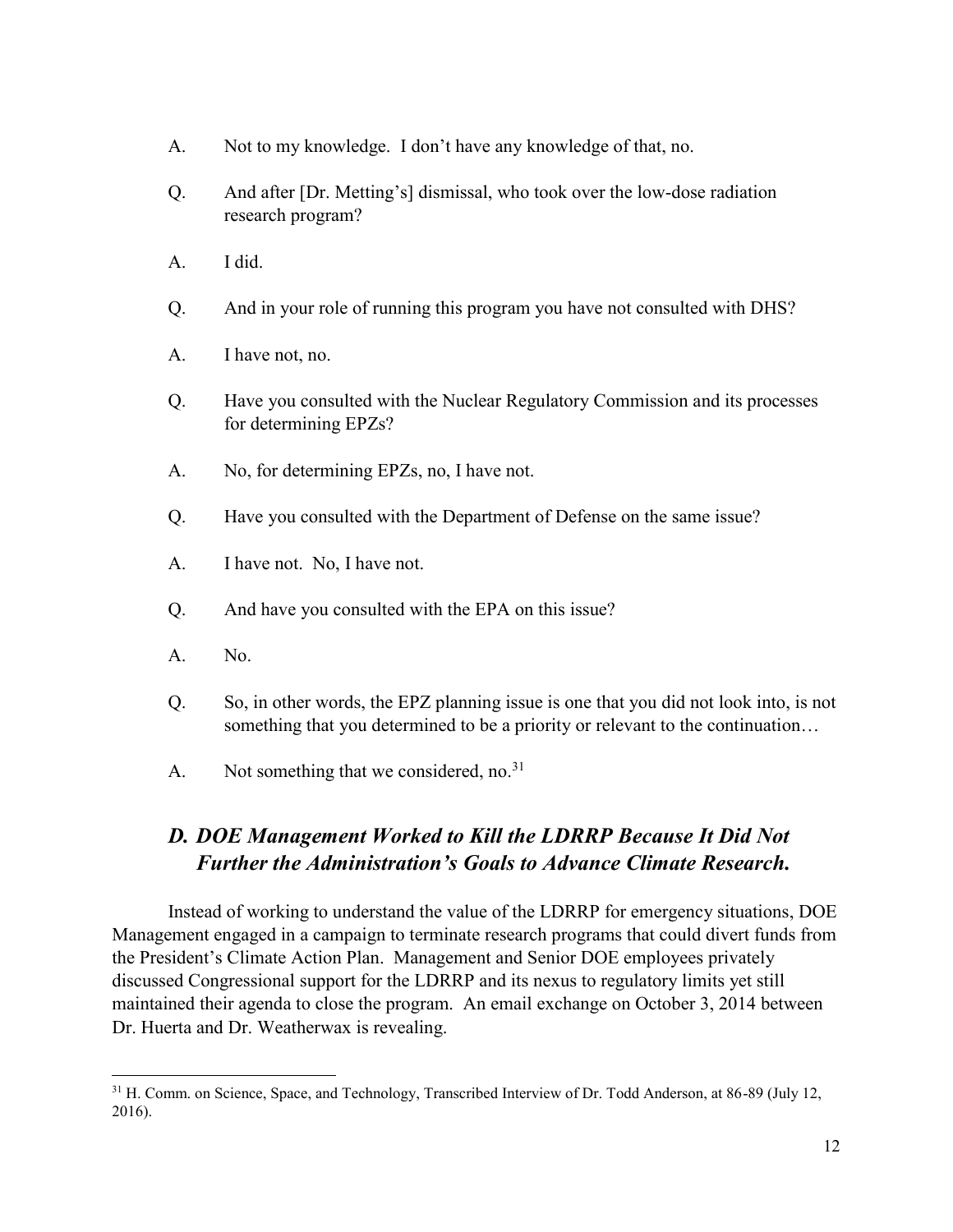A. Not to my knowledge. I don't have any knowledge of that, no.

Q. And after [Dr. Metting's] dismissal, who took over the low-dose radiation research program?

A. I did.

Q. And in your role of running this program you have not consulted with DHS?

A. I have not, no.

Q. Have you consulted with the Nuclear Regulatory Commission and its processes for determining EPZs?

A. No, for determining EPZs, no, I have not.

Q. Have you consulted with the Department of Defense on the same issue?

A. I have not. No, I have not.

Q. And have you consulted with the EPA on this issue?

A. No.

Q. So, in other words, the EPZ planning issue is one that you did not look into, is not something that you determined to be a priority or relevant to the continuation…

A. Not something that we considered, no.[31]

### *D. DOE Management Worked to Kill the LDRRP Because It Did Not Further the Administration's Goals to Advance Climate Research.*

Instead of working to understand the value of the LDRRP for emergency situations, DOE Management engaged in a campaign to terminate research programs that could divert funds from the President's Climate Action Plan. Management and Senior DOE employees privately discussed Congressional support for the LDRRP and its nexus to regulatory limits yet still maintained their agenda to close the program. An email exchange on October 3, 2014 between Dr. Huerta and Dr. Weatherwax is revealing.

---

[31] H. Comm. on Science, Space, and Technology, Transcribed Interview of Dr. Todd Anderson, at 86-89 (July 12, 2016).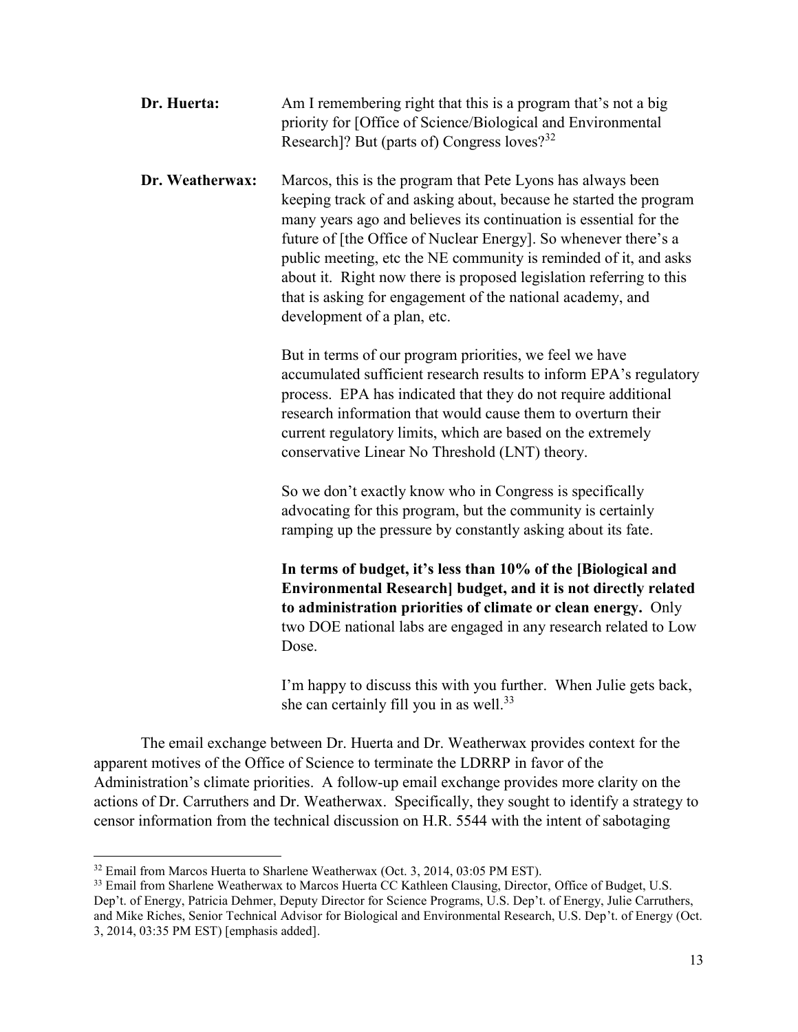**Dr. Huerta:** Am I remembering right that this is a program that's not a big priority for [Office of Science/Biological and Environmental Research]? But (parts of) Congress loves?[32]

**Dr. Weatherwax:** Marcos, this is the program that Pete Lyons has always been keeping track of and asking about, because he started the program many years ago and believes its continuation is essential for the future of [the Office of Nuclear Energy]. So whenever there's a public meeting, etc the NE community is reminded of it, and asks about it. Right now there is proposed legislation referring to this that is asking for engagement of the national academy, and development of a plan, etc.

But in terms of our program priorities, we feel we have accumulated sufficient research results to inform EPA's regulatory process. EPA has indicated that they do not require additional research information that would cause them to overturn their current regulatory limits, which are based on the extremely conservative Linear No Threshold (LNT) theory.

So we don't exactly know who in Congress is specifically advocating for this program, but the community is certainly ramping up the pressure by constantly asking about its fate.

**In terms of budget, it's less than 10% of the [Biological and Environmental Research] budget, and it is not directly related to administration priorities of climate or clean energy.** Only two DOE national labs are engaged in any research related to Low Dose.

I'm happy to discuss this with you further. When Julie gets back, she can certainly fill you in as well.[33]

The email exchange between Dr. Huerta and Dr. Weatherwax provides context for the apparent motives of the Office of Science to terminate the LDRRP in favor of the Administration's climate priorities. A follow-up email exchange provides more clarity on the actions of Dr. Carruthers and Dr. Weatherwax. Specifically, they sought to identify a strategy to censor information from the technical discussion on H.R. 5544 with the intent of sabotaging

---

[32] Email from Marcos Huerta to Sharlene Weatherwax (Oct. 3, 2014, 03:05 PM EST).

[33] Email from Sharlene Weatherwax to Marcos Huerta CC Kathleen Clausing, Director, Office of Budget, U.S. Dep't. of Energy, Patricia Dehmer, Deputy Director for Science Programs, U.S. Dep't. of Energy, Julie Carruthers, and Mike Riches, Senior Technical Advisor for Biological and Environmental Research, U.S. Dep't. of Energy (Oct. 3, 2014, 03:35 PM EST) [emphasis added].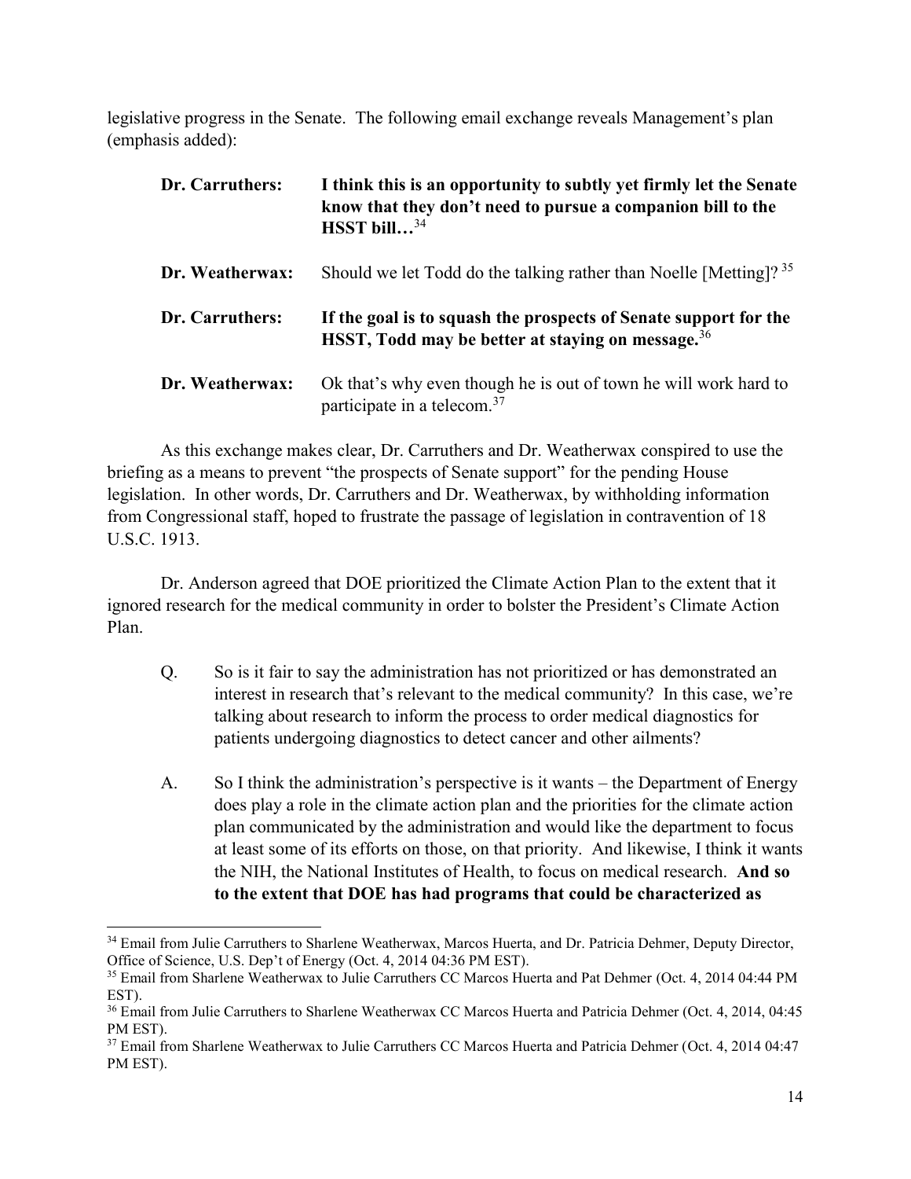legislative progress in the Senate. The following email exchange reveals Management's plan (emphasis added):

| | |
|---|---|
| **Dr. Carruthers:** | **I think this is an opportunity to subtly yet firmly let the Senate know that they don't need to pursue a companion bill to the HSST bill…**[34] |
| **Dr. Weatherwax:** | Should we let Todd do the talking rather than Noelle [Metting]? [35] |
| **Dr. Carruthers:** | **If the goal is to squash the prospects of Senate support for the HSST, Todd may be better at staying on message.**[36] |
| **Dr. Weatherwax:** | Ok that's why even though he is out of town he will work hard to participate in a telecom.[37] |

As this exchange makes clear, Dr. Carruthers and Dr. Weatherwax conspired to use the briefing as a means to prevent "the prospects of Senate support" for the pending House legislation. In other words, Dr. Carruthers and Dr. Weatherwax, by withholding information from Congressional staff, hoped to frustrate the passage of legislation in contravention of 18 U.S.C. 1913.

Dr. Anderson agreed that DOE prioritized the Climate Action Plan to the extent that it ignored research for the medical community in order to bolster the President's Climate Action Plan.

> Q. So is it fair to say the administration has not prioritized or has demonstrated an interest in research that's relevant to the medical community? In this case, we're talking about research to inform the process to order medical diagnostics for patients undergoing diagnostics to detect cancer and other ailments?
>
> A. So I think the administration's perspective is it wants – the Department of Energy does play a role in the climate action plan and the priorities for the climate action plan communicated by the administration and would like the department to focus at least some of its efforts on those, on that priority. And likewise, I think it wants the NIH, the National Institutes of Health, to focus on medical research. **And so to the extent that DOE has had programs that could be characterized as**

---

[34] Email from Julie Carruthers to Sharlene Weatherwax, Marcos Huerta, and Dr. Patricia Dehmer, Deputy Director, Office of Science, U.S. Dep't of Energy (Oct. 4, 2014 04:36 PM EST).

[35] Email from Sharlene Weatherwax to Julie Carruthers CC Marcos Huerta and Pat Dehmer (Oct. 4, 2014 04:44 PM EST).

[36] Email from Julie Carruthers to Sharlene Weatherwax CC Marcos Huerta and Patricia Dehmer (Oct. 4, 2014, 04:45 PM EST).

[37] Email from Sharlene Weatherwax to Julie Carruthers CC Marcos Huerta and Patricia Dehmer (Oct. 4, 2014 04:47 PM EST).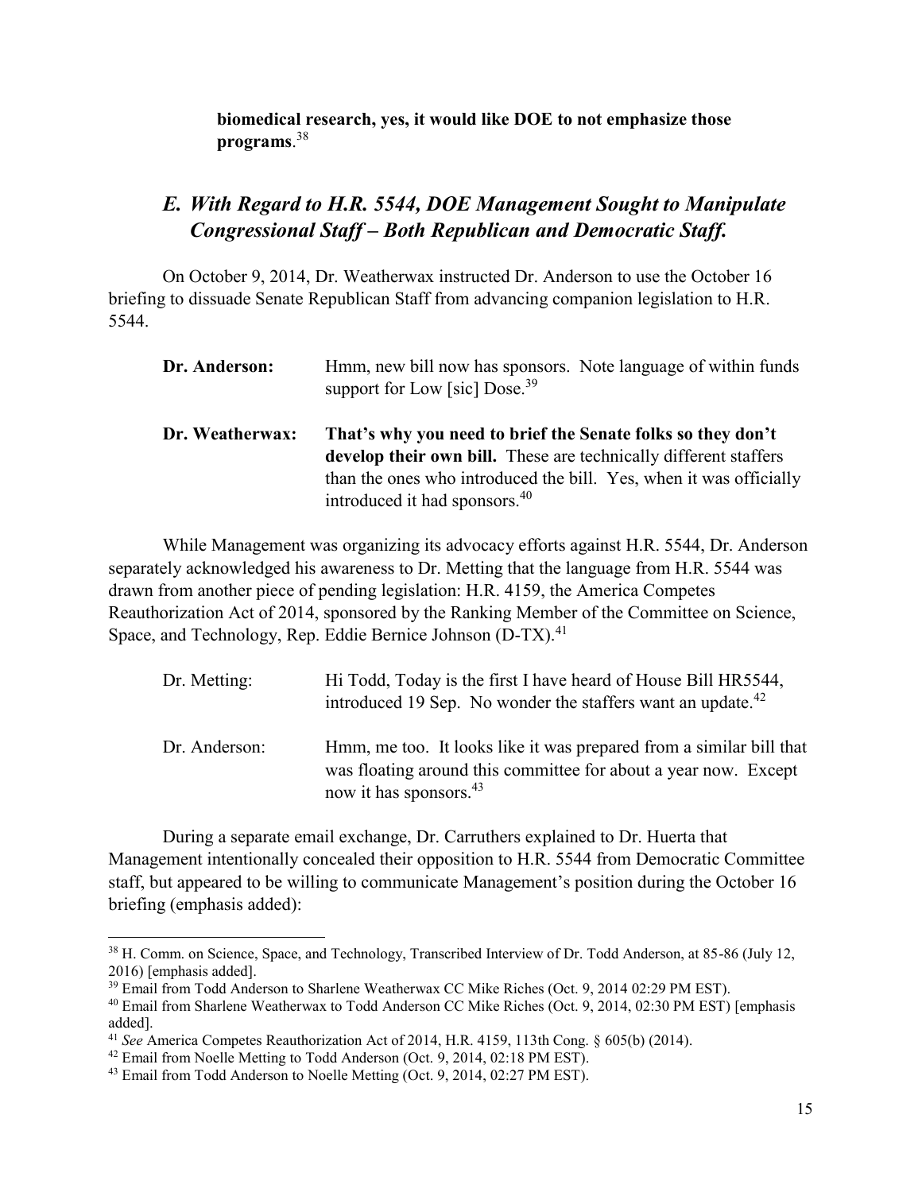**biomedical research, yes, it would like DOE to not emphasize those programs**.[38]

### *E. With Regard to H.R. 5544, DOE Management Sought to Manipulate Congressional Staff – Both Republican and Democratic Staff.*

On October 9, 2014, Dr. Weatherwax instructed Dr. Anderson to use the October 16 briefing to dissuade Senate Republican Staff from advancing companion legislation to H.R. 5544.

> **Dr. Anderson:** Hmm, new bill now has sponsors. Note language of within funds support for Low [sic] Dose.[39]
>
> **Dr. Weatherwax:** **That's why you need to brief the Senate folks so they don't develop their own bill.** These are technically different staffers than the ones who introduced the bill. Yes, when it was officially introduced it had sponsors.[40]

While Management was organizing its advocacy efforts against H.R. 5544, Dr. Anderson separately acknowledged his awareness to Dr. Metting that the language from H.R. 5544 was drawn from another piece of pending legislation: H.R. 4159, the America Competes Reauthorization Act of 2014, sponsored by the Ranking Member of the Committee on Science, Space, and Technology, Rep. Eddie Bernice Johnson (D-TX).[41]

> Dr. Metting: Hi Todd, Today is the first I have heard of House Bill HR5544, introduced 19 Sep. No wonder the staffers want an update.[42]
>
> Dr. Anderson: Hmm, me too. It looks like it was prepared from a similar bill that was floating around this committee for about a year now. Except now it has sponsors.[43]

During a separate email exchange, Dr. Carruthers explained to Dr. Huerta that Management intentionally concealed their opposition to H.R. 5544 from Democratic Committee staff, but appeared to be willing to communicate Management's position during the October 16 briefing (emphasis added):

---

[38] H. Comm. on Science, Space, and Technology, Transcribed Interview of Dr. Todd Anderson, at 85-86 (July 12, 2016) [emphasis added].

[39] Email from Todd Anderson to Sharlene Weatherwax CC Mike Riches (Oct. 9, 2014 02:29 PM EST).

[40] Email from Sharlene Weatherwax to Todd Anderson CC Mike Riches (Oct. 9, 2014, 02:30 PM EST) [emphasis added].

[41] *See* America Competes Reauthorization Act of 2014, H.R. 4159, 113th Cong. § 605(b) (2014).

[42] Email from Noelle Metting to Todd Anderson (Oct. 9, 2014, 02:18 PM EST).

[43] Email from Todd Anderson to Noelle Metting (Oct. 9, 2014, 02:27 PM EST).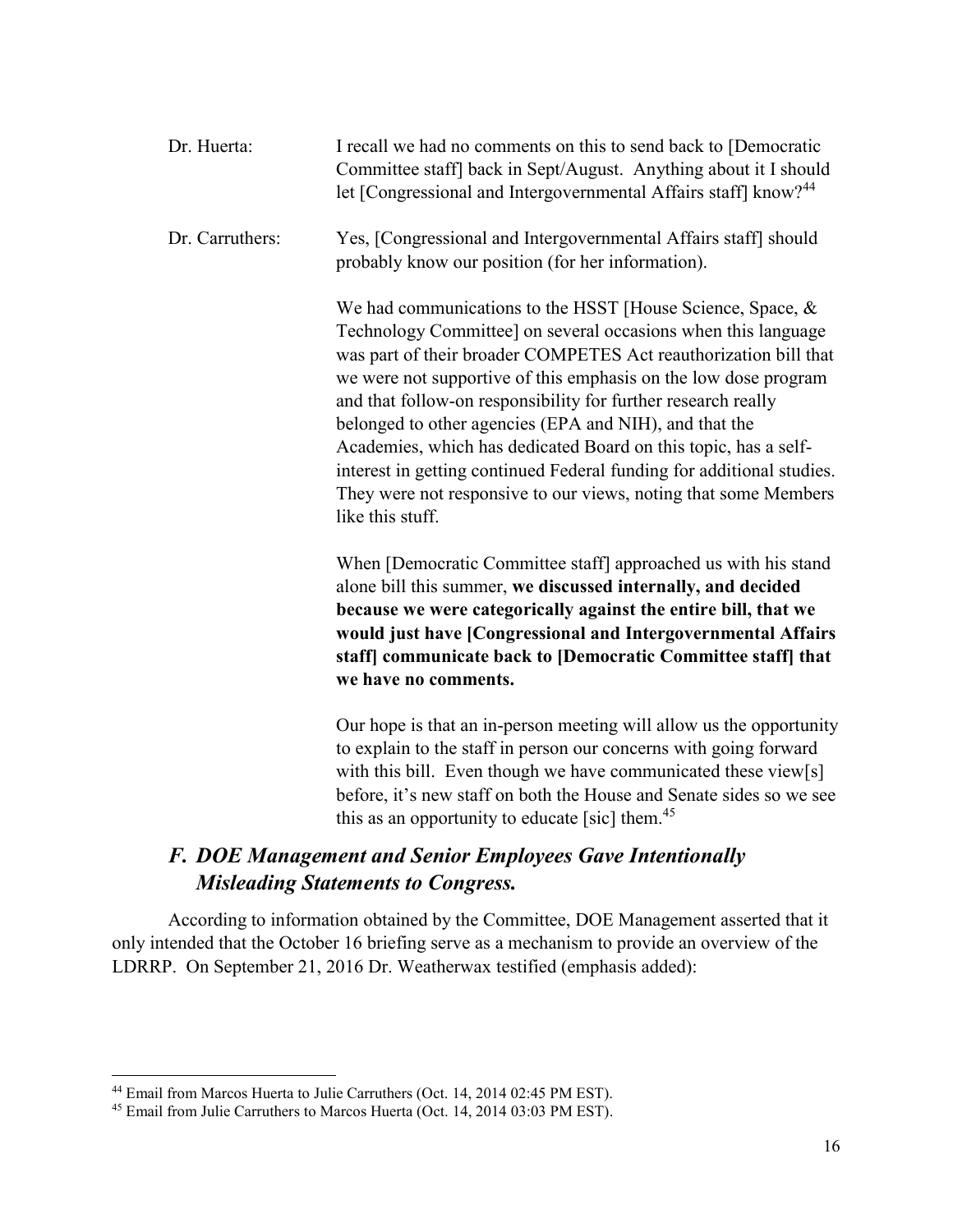Dr. Huerta: I recall we had no comments on this to send back to [Democratic Committee staff] back in Sept/August. Anything about it I should let [Congressional and Intergovernmental Affairs staff] know?[44]

Dr. Carruthers: Yes, [Congressional and Intergovernmental Affairs staff] should probably know our position (for her information).

We had communications to the HSST [House Science, Space, & Technology Committee] on several occasions when this language was part of their broader COMPETES Act reauthorization bill that we were not supportive of this emphasis on the low dose program and that follow-on responsibility for further research really belonged to other agencies (EPA and NIH), and that the Academies, which has dedicated Board on this topic, has a self-interest in getting continued Federal funding for additional studies. They were not responsive to our views, noting that some Members like this stuff.

When [Democratic Committee staff] approached us with his stand alone bill this summer, **we discussed internally, and decided because we were categorically against the entire bill, that we would just have [Congressional and Intergovernmental Affairs staff] communicate back to [Democratic Committee staff] that we have no comments.**

Our hope is that an in-person meeting will allow us the opportunity to explain to the staff in person our concerns with going forward with this bill. Even though we have communicated these view[s] before, it's new staff on both the House and Senate sides so we see this as an opportunity to educate [sic] them.[45]

### *F. DOE Management and Senior Employees Gave Intentionally Misleading Statements to Congress.*

According to information obtained by the Committee, DOE Management asserted that it only intended that the October 16 briefing serve as a mechanism to provide an overview of the LDRRP. On September 21, 2016 Dr. Weatherwax testified (emphasis added):

---

[44] Email from Marcos Huerta to Julie Carruthers (Oct. 14, 2014 02:45 PM EST).

[45] Email from Julie Carruthers to Marcos Huerta (Oct. 14, 2014 03:03 PM EST).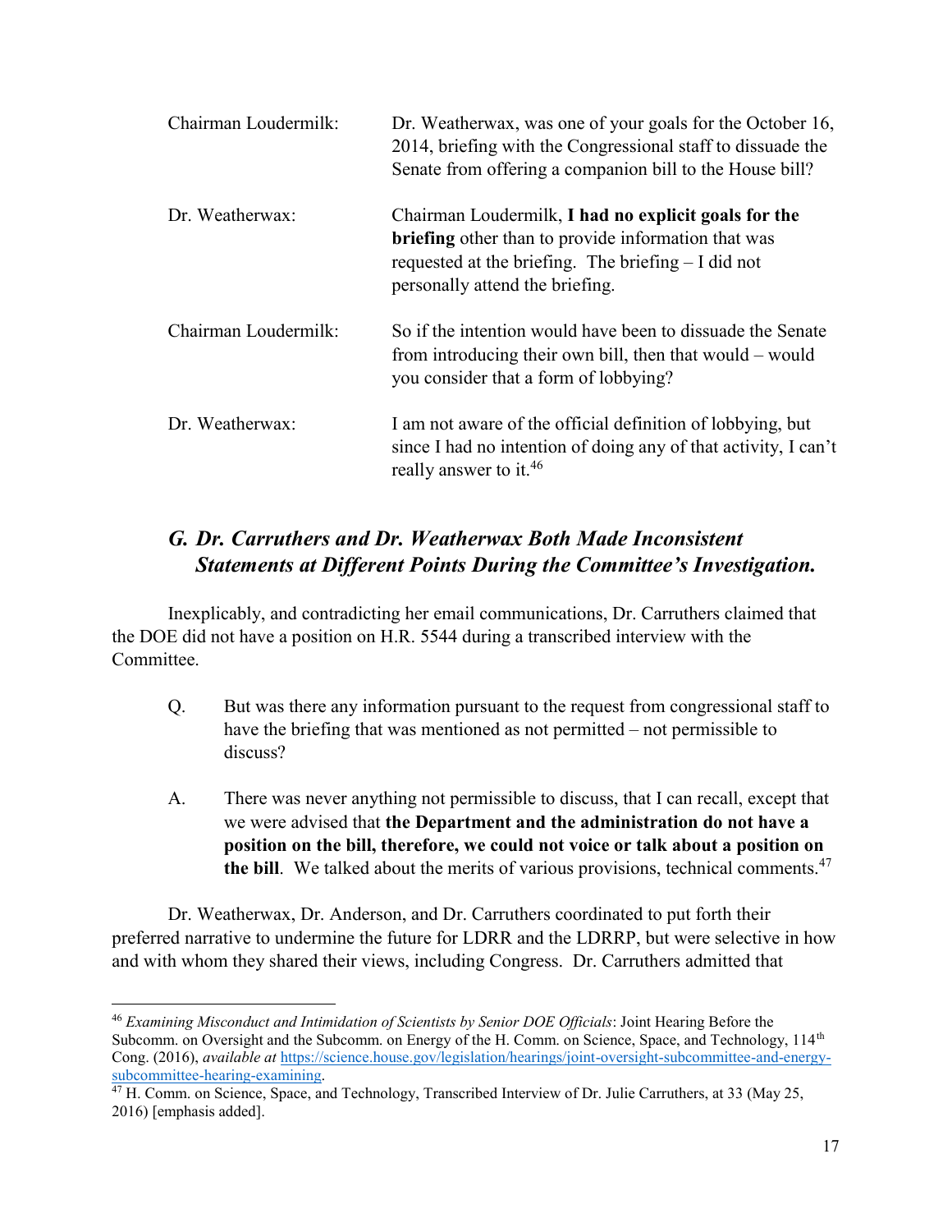| | |
|---|---|
| Chairman Loudermilk: | Dr. Weatherwax, was one of your goals for the October 16, 2014, briefing with the Congressional staff to dissuade the Senate from offering a companion bill to the House bill? |
| Dr. Weatherwax: | Chairman Loudermilk, **I had no explicit goals for the briefing** other than to provide information that was requested at the briefing. The briefing – I did not personally attend the briefing. |
| Chairman Loudermilk: | So if the intention would have been to dissuade the Senate from introducing their own bill, then that would – would you consider that a form of lobbying? |
| Dr. Weatherwax: | I am not aware of the official definition of lobbying, but since I had no intention of doing any of that activity, I can't really answer to it.[46] |

## *G. Dr. Carruthers and Dr. Weatherwax Both Made Inconsistent Statements at Different Points During the Committee's Investigation.*

Inexplicably, and contradicting her email communications, Dr. Carruthers claimed that the DOE did not have a position on H.R. 5544 during a transcribed interview with the Committee.

> Q. But was there any information pursuant to the request from congressional staff to have the briefing that was mentioned as not permitted – not permissible to discuss?
>
> A. There was never anything not permissible to discuss, that I can recall, except that we were advised that **the Department and the administration do not have a position on the bill, therefore, we could not voice or talk about a position on the bill**. We talked about the merits of various provisions, technical comments.[47]

Dr. Weatherwax, Dr. Anderson, and Dr. Carruthers coordinated to put forth their preferred narrative to undermine the future for LDRR and the LDRRP, but were selective in how and with whom they shared their views, including Congress. Dr. Carruthers admitted that

---

[46] *Examining Misconduct and Intimidation of Scientists by Senior DOE Officials*: Joint Hearing Before the Subcomm. on Oversight and the Subcomm. on Energy of the H. Comm. on Science, Space, and Technology, 114th Cong. (2016), *available at* https://science.house.gov/legislation/hearings/joint-oversight-subcommittee-and-energy-subcommittee-hearing-examining.

[47] H. Comm. on Science, Space, and Technology, Transcribed Interview of Dr. Julie Carruthers, at 33 (May 25, 2016) [emphasis added].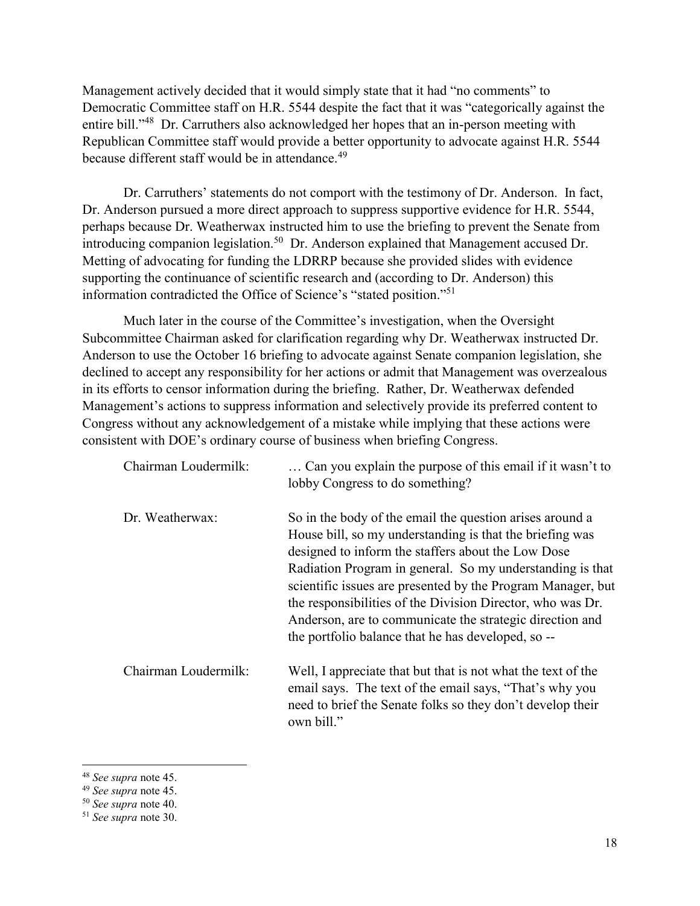Management actively decided that it would simply state that it had "no comments" to Democratic Committee staff on H.R. 5544 despite the fact that it was "categorically against the entire bill."[48] Dr. Carruthers also acknowledged her hopes that an in-person meeting with Republican Committee staff would provide a better opportunity to advocate against H.R. 5544 because different staff would be in attendance.[49]

Dr. Carruthers' statements do not comport with the testimony of Dr. Anderson. In fact, Dr. Anderson pursued a more direct approach to suppress supportive evidence for H.R. 5544, perhaps because Dr. Weatherwax instructed him to use the briefing to prevent the Senate from introducing companion legislation.[50] Dr. Anderson explained that Management accused Dr. Metting of advocating for funding the LDRRP because she provided slides with evidence supporting the continuance of scientific research and (according to Dr. Anderson) this information contradicted the Office of Science's "stated position."[51]

Much later in the course of the Committee's investigation, when the Oversight Subcommittee Chairman asked for clarification regarding why Dr. Weatherwax instructed Dr. Anderson to use the October 16 briefing to advocate against Senate companion legislation, she declined to accept any responsibility for her actions or admit that Management was overzealous in its efforts to censor information during the briefing. Rather, Dr. Weatherwax defended Management's actions to suppress information and selectively provide its preferred content to Congress without any acknowledgement of a mistake while implying that these actions were consistent with DOE's ordinary course of business when briefing Congress.

Chairman Loudermilk: … Can you explain the purpose of this email if it wasn't to lobby Congress to do something?

Dr. Weatherwax: So in the body of the email the question arises around a House bill, so my understanding is that the briefing was designed to inform the staffers about the Low Dose Radiation Program in general. So my understanding is that scientific issues are presented by the Program Manager, but the responsibilities of the Division Director, who was Dr. Anderson, are to communicate the strategic direction and the portfolio balance that he has developed, so --

Chairman Loudermilk: Well, I appreciate that but that is not what the text of the email says. The text of the email says, "That's why you need to brief the Senate folks so they don't develop their own bill."

---

[48] *See supra* note 45.

[49] *See supra* note 45.

[50] *See supra* note 40.

[51] *See supra* note 30.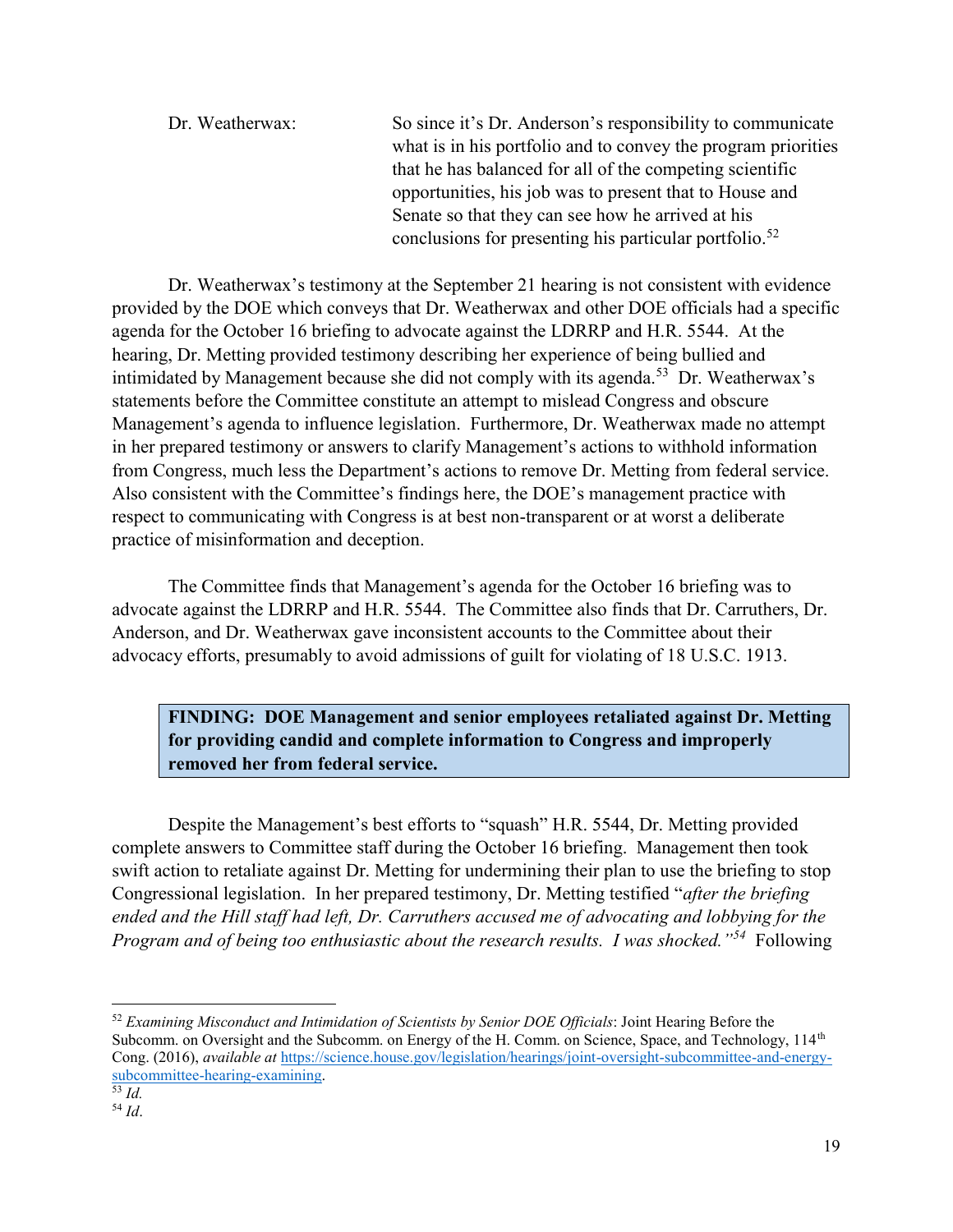Dr. Weatherwax: So since it's Dr. Anderson's responsibility to communicate what is in his portfolio and to convey the program priorities that he has balanced for all of the competing scientific opportunities, his job was to present that to House and Senate so that they can see how he arrived at his conclusions for presenting his particular portfolio.[52]

Dr. Weatherwax's testimony at the September 21 hearing is not consistent with evidence provided by the DOE which conveys that Dr. Weatherwax and other DOE officials had a specific agenda for the October 16 briefing to advocate against the LDRRP and H.R. 5544. At the hearing, Dr. Metting provided testimony describing her experience of being bullied and intimidated by Management because she did not comply with its agenda.[53] Dr. Weatherwax's statements before the Committee constitute an attempt to mislead Congress and obscure Management's agenda to influence legislation. Furthermore, Dr. Weatherwax made no attempt in her prepared testimony or answers to clarify Management's actions to withhold information from Congress, much less the Department's actions to remove Dr. Metting from federal service. Also consistent with the Committee's findings here, the DOE's management practice with respect to communicating with Congress is at best non-transparent or at worst a deliberate practice of misinformation and deception.

The Committee finds that Management's agenda for the October 16 briefing was to advocate against the LDRRP and H.R. 5544. The Committee also finds that Dr. Carruthers, Dr. Anderson, and Dr. Weatherwax gave inconsistent accounts to the Committee about their advocacy efforts, presumably to avoid admissions of guilt for violating of 18 U.S.C. 1913.

**FINDING: DOE Management and senior employees retaliated against Dr. Metting for providing candid and complete information to Congress and improperly removed her from federal service.**

Despite the Management's best efforts to "squash" H.R. 5544, Dr. Metting provided complete answers to Committee staff during the October 16 briefing. Management then took swift action to retaliate against Dr. Metting for undermining their plan to use the briefing to stop Congressional legislation. In her prepared testimony, Dr. Metting testified "*after the briefing ended and the Hill staff had left, Dr. Carruthers accused me of advocating and lobbying for the Program and of being too enthusiastic about the research results. I was shocked.*"[54] Following

---

[52] *Examining Misconduct and Intimidation of Scientists by Senior DOE Officials*: Joint Hearing Before the Subcomm. on Oversight and the Subcomm. on Energy of the H. Comm. on Science, Space, and Technology, 114th Cong. (2016), *available at* https://science.house.gov/legislation/hearings/joint-oversight-subcommittee-and-energy-subcommittee-hearing-examining.

[53] *Id.*

[54] *Id*.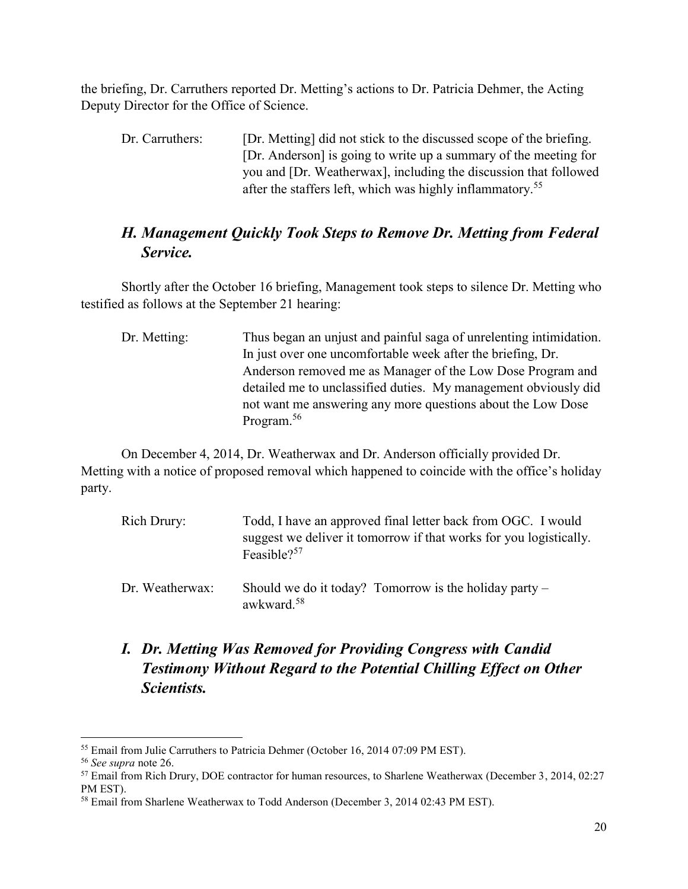the briefing, Dr. Carruthers reported Dr. Metting's actions to Dr. Patricia Dehmer, the Acting Deputy Director for the Office of Science.

> Dr. Carruthers: [Dr. Metting] did not stick to the discussed scope of the briefing. [Dr. Anderson] is going to write up a summary of the meeting for you and [Dr. Weatherwax], including the discussion that followed after the staffers left, which was highly inflammatory.[55]

## *H. Management Quickly Took Steps to Remove Dr. Metting from Federal Service.*

Shortly after the October 16 briefing, Management took steps to silence Dr. Metting who testified as follows at the September 21 hearing:

> Dr. Metting: Thus began an unjust and painful saga of unrelenting intimidation. In just over one uncomfortable week after the briefing, Dr. Anderson removed me as Manager of the Low Dose Program and detailed me to unclassified duties. My management obviously did not want me answering any more questions about the Low Dose Program.[56]

On December 4, 2014, Dr. Weatherwax and Dr. Anderson officially provided Dr. Metting with a notice of proposed removal which happened to coincide with the office's holiday party.

> Rich Drury: Todd, I have an approved final letter back from OGC. I would suggest we deliver it tomorrow if that works for you logistically. Feasible?[57]
>
> Dr. Weatherwax: Should we do it today? Tomorrow is the holiday party – awkward.[58]

## *I. Dr. Metting Was Removed for Providing Congress with Candid Testimony Without Regard to the Potential Chilling Effect on Other Scientists.*

---

[55] Email from Julie Carruthers to Patricia Dehmer (October 16, 2014 07:09 PM EST).

[56] *See supra* note 26.

[57] Email from Rich Drury, DOE contractor for human resources, to Sharlene Weatherwax (December 3, 2014, 02:27 PM EST).

[58] Email from Sharlene Weatherwax to Todd Anderson (December 3, 2014 02:43 PM EST).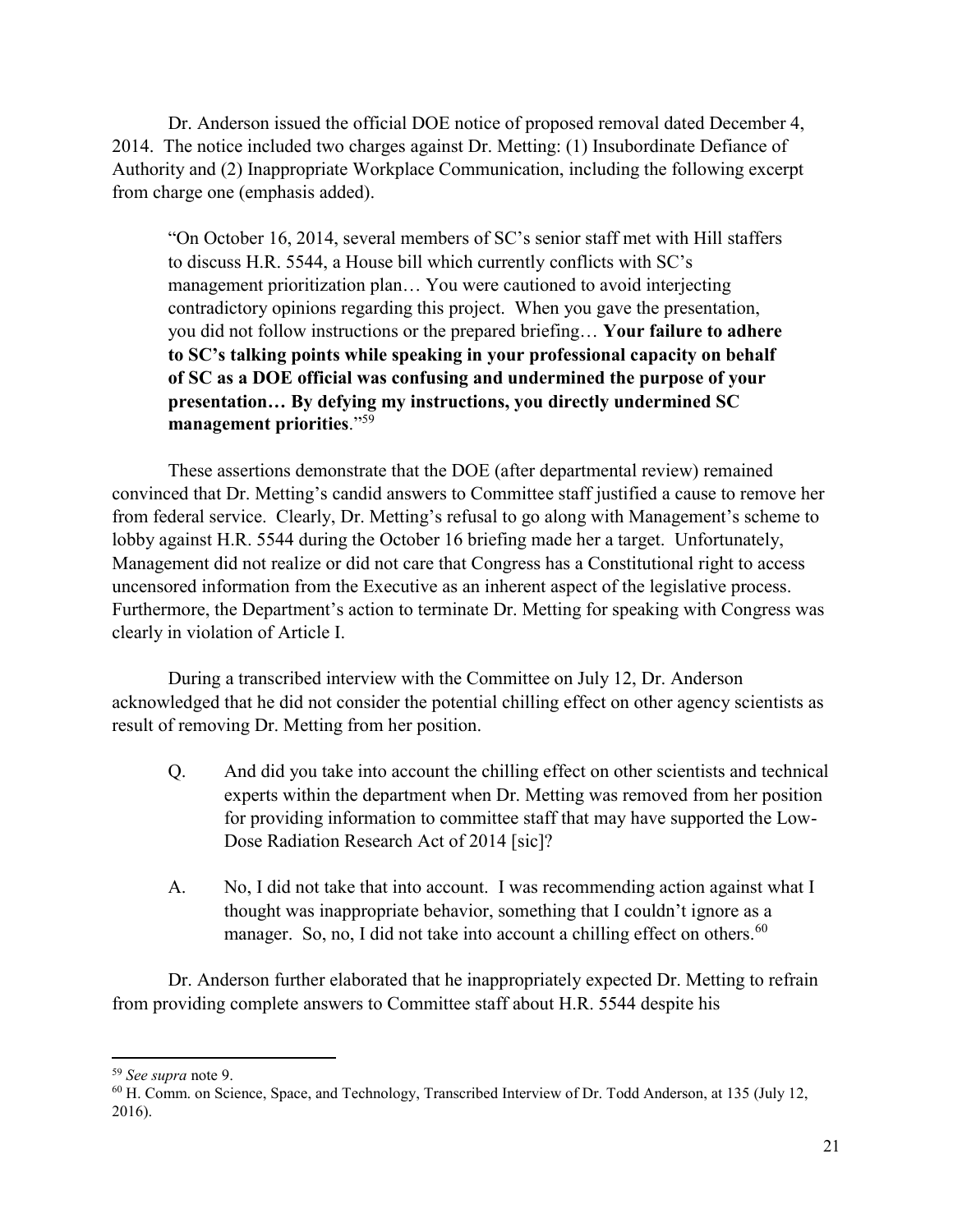Dr. Anderson issued the official DOE notice of proposed removal dated December 4, 2014. The notice included two charges against Dr. Metting: (1) Insubordinate Defiance of Authority and (2) Inappropriate Workplace Communication, including the following excerpt from charge one (emphasis added).

> "On October 16, 2014, several members of SC's senior staff met with Hill staffers to discuss H.R. 5544, a House bill which currently conflicts with SC's management prioritization plan… You were cautioned to avoid interjecting contradictory opinions regarding this project. When you gave the presentation, you did not follow instructions or the prepared briefing… **Your failure to adhere to SC's talking points while speaking in your professional capacity on behalf of SC as a DOE official was confusing and undermined the purpose of your presentation… By defying my instructions, you directly undermined SC management priorities**."[59]

These assertions demonstrate that the DOE (after departmental review) remained convinced that Dr. Metting's candid answers to Committee staff justified a cause to remove her from federal service. Clearly, Dr. Metting's refusal to go along with Management's scheme to lobby against H.R. 5544 during the October 16 briefing made her a target. Unfortunately, Management did not realize or did not care that Congress has a Constitutional right to access uncensored information from the Executive as an inherent aspect of the legislative process. Furthermore, the Department's action to terminate Dr. Metting for speaking with Congress was clearly in violation of Article I.

During a transcribed interview with the Committee on July 12, Dr. Anderson acknowledged that he did not consider the potential chilling effect on other agency scientists as result of removing Dr. Metting from her position.

> Q. And did you take into account the chilling effect on other scientists and technical experts within the department when Dr. Metting was removed from her position for providing information to committee staff that may have supported the Low-Dose Radiation Research Act of 2014 [sic]?
>
> A. No, I did not take that into account. I was recommending action against what I thought was inappropriate behavior, something that I couldn't ignore as a manager. So, no, I did not take into account a chilling effect on others.[60]

Dr. Anderson further elaborated that he inappropriately expected Dr. Metting to refrain from providing complete answers to Committee staff about H.R. 5544 despite his

---

[59] *See supra* note 9.

[60] H. Comm. on Science, Space, and Technology, Transcribed Interview of Dr. Todd Anderson, at 135 (July 12, 2016).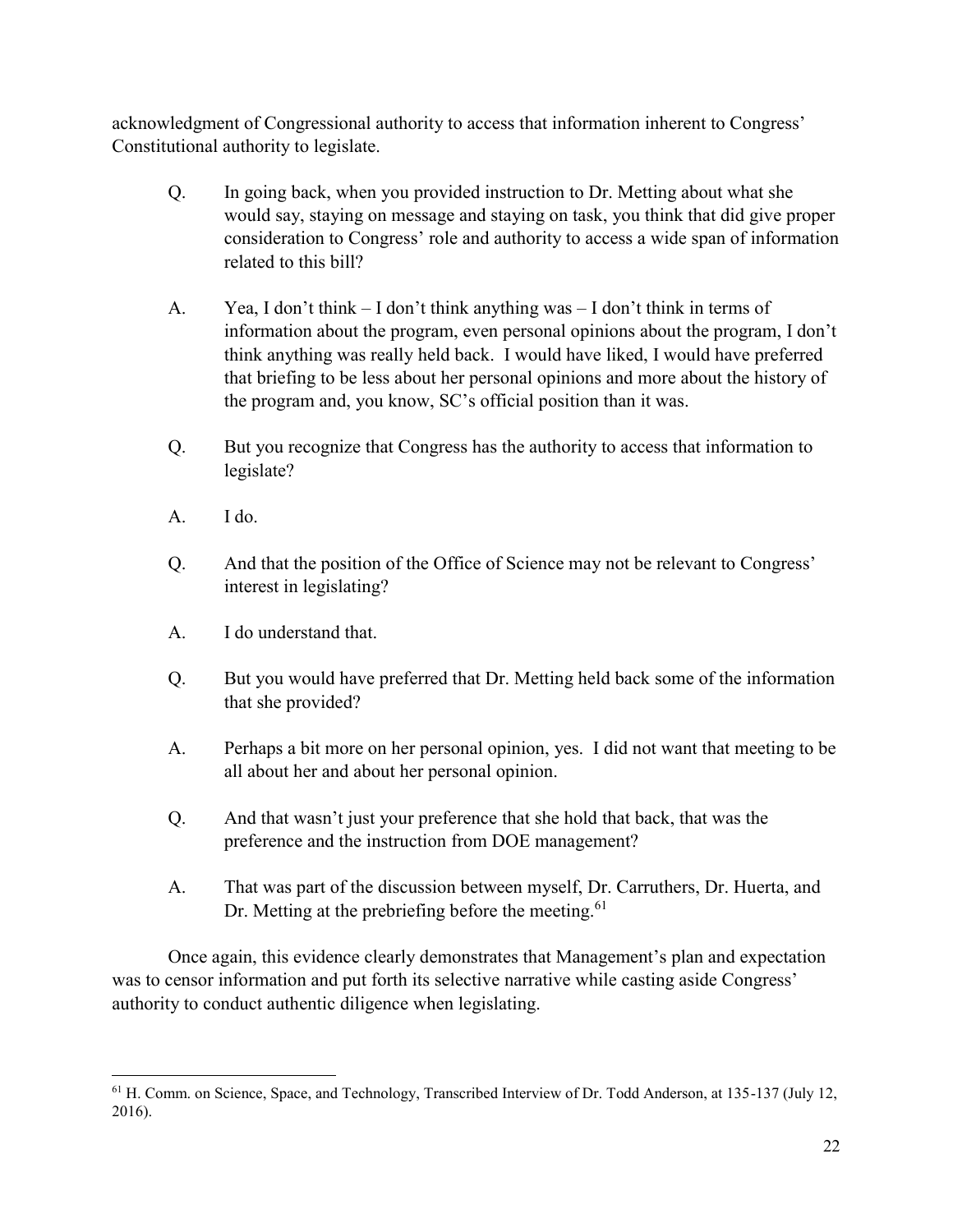acknowledgment of Congressional authority to access that information inherent to Congress' Constitutional authority to legislate.

> Q. In going back, when you provided instruction to Dr. Metting about what she would say, staying on message and staying on task, you think that did give proper consideration to Congress' role and authority to access a wide span of information related to this bill?
>
> A. Yea, I don't think – I don't think anything was – I don't think in terms of information about the program, even personal opinions about the program, I don't think anything was really held back. I would have liked, I would have preferred that briefing to be less about her personal opinions and more about the history of the program and, you know, SC's official position than it was.
>
> Q. But you recognize that Congress has the authority to access that information to legislate?
>
> A. I do.
>
> Q. And that the position of the Office of Science may not be relevant to Congress' interest in legislating?
>
> A. I do understand that.
>
> Q. But you would have preferred that Dr. Metting held back some of the information that she provided?
>
> A. Perhaps a bit more on her personal opinion, yes. I did not want that meeting to be all about her and about her personal opinion.
>
> Q. And that wasn't just your preference that she hold that back, that was the preference and the instruction from DOE management?
>
> A. That was part of the discussion between myself, Dr. Carruthers, Dr. Huerta, and Dr. Metting at the prebriefing before the meeting.[61]

Once again, this evidence clearly demonstrates that Management's plan and expectation was to censor information and put forth its selective narrative while casting aside Congress' authority to conduct authentic diligence when legislating.

---

[61] H. Comm. on Science, Space, and Technology, Transcribed Interview of Dr. Todd Anderson, at 135-137 (July 12, 2016).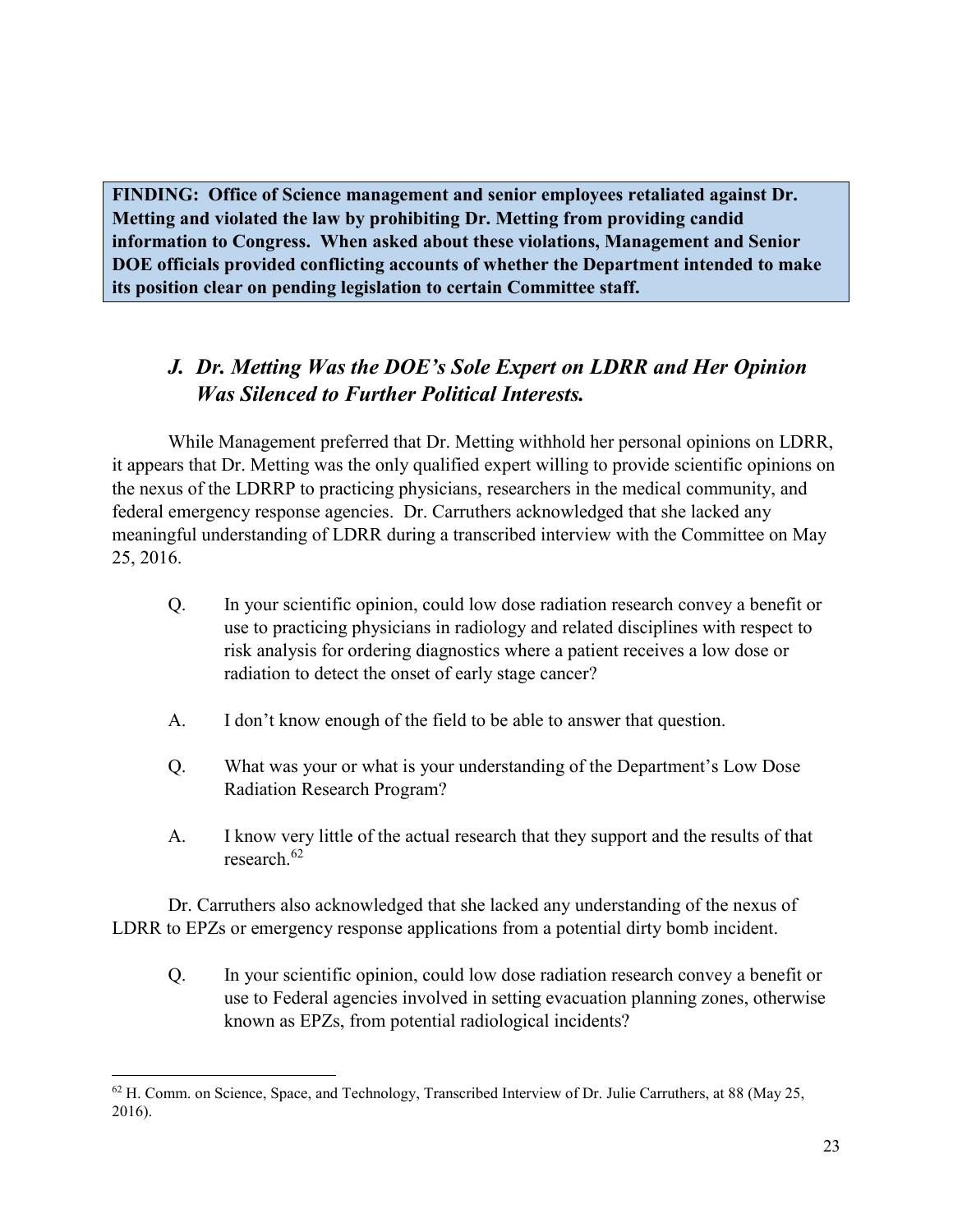**FINDING: Office of Science management and senior employees retaliated against Dr. Metting and violated the law by prohibiting Dr. Metting from providing candid information to Congress. When asked about these violations, Management and Senior DOE officials provided conflicting accounts of whether the Department intended to make its position clear on pending legislation to certain Committee staff.**

### *J. Dr. Metting Was the DOE's Sole Expert on LDRR and Her Opinion Was Silenced to Further Political Interests.*

While Management preferred that Dr. Metting withhold her personal opinions on LDRR, it appears that Dr. Metting was the only qualified expert willing to provide scientific opinions on the nexus of the LDRRP to practicing physicians, researchers in the medical community, and federal emergency response agencies. Dr. Carruthers acknowledged that she lacked any meaningful understanding of LDRR during a transcribed interview with the Committee on May 25, 2016.

> Q. In your scientific opinion, could low dose radiation research convey a benefit or use to practicing physicians in radiology and related disciplines with respect to risk analysis for ordering diagnostics where a patient receives a low dose or radiation to detect the onset of early stage cancer?
>
> A. I don't know enough of the field to be able to answer that question.
>
> Q. What was your or what is your understanding of the Department's Low Dose Radiation Research Program?
>
> A. I know very little of the actual research that they support and the results of that research.[62]

Dr. Carruthers also acknowledged that she lacked any understanding of the nexus of LDRR to EPZs or emergency response applications from a potential dirty bomb incident.

> Q. In your scientific opinion, could low dose radiation research convey a benefit or use to Federal agencies involved in setting evacuation planning zones, otherwise known as EPZs, from potential radiological incidents?

---

[62] H. Comm. on Science, Space, and Technology, Transcribed Interview of Dr. Julie Carruthers, at 88 (May 25, 2016).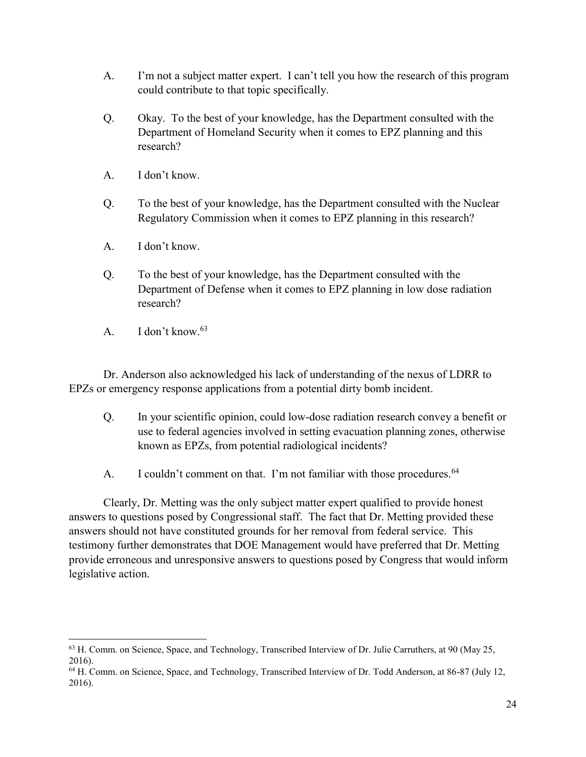A. I'm not a subject matter expert. I can't tell you how the research of this program could contribute to that topic specifically.

Q. Okay. To the best of your knowledge, has the Department consulted with the Department of Homeland Security when it comes to EPZ planning and this research?

A. I don't know.

Q. To the best of your knowledge, has the Department consulted with the Nuclear Regulatory Commission when it comes to EPZ planning in this research?

A. I don't know.

Q. To the best of your knowledge, has the Department consulted with the Department of Defense when it comes to EPZ planning in low dose radiation research?

A. I don't know.[63]

Dr. Anderson also acknowledged his lack of understanding of the nexus of LDRR to EPZs or emergency response applications from a potential dirty bomb incident.

Q. In your scientific opinion, could low-dose radiation research convey a benefit or use to federal agencies involved in setting evacuation planning zones, otherwise known as EPZs, from potential radiological incidents?

A. I couldn't comment on that. I'm not familiar with those procedures.[64]

Clearly, Dr. Metting was the only subject matter expert qualified to provide honest answers to questions posed by Congressional staff. The fact that Dr. Metting provided these answers should not have constituted grounds for her removal from federal service. This testimony further demonstrates that DOE Management would have preferred that Dr. Metting provide erroneous and unresponsive answers to questions posed by Congress that would inform legislative action.

---

[63] H. Comm. on Science, Space, and Technology, Transcribed Interview of Dr. Julie Carruthers, at 90 (May 25, 2016).

[64] H. Comm. on Science, Space, and Technology, Transcribed Interview of Dr. Todd Anderson, at 86-87 (July 12, 2016).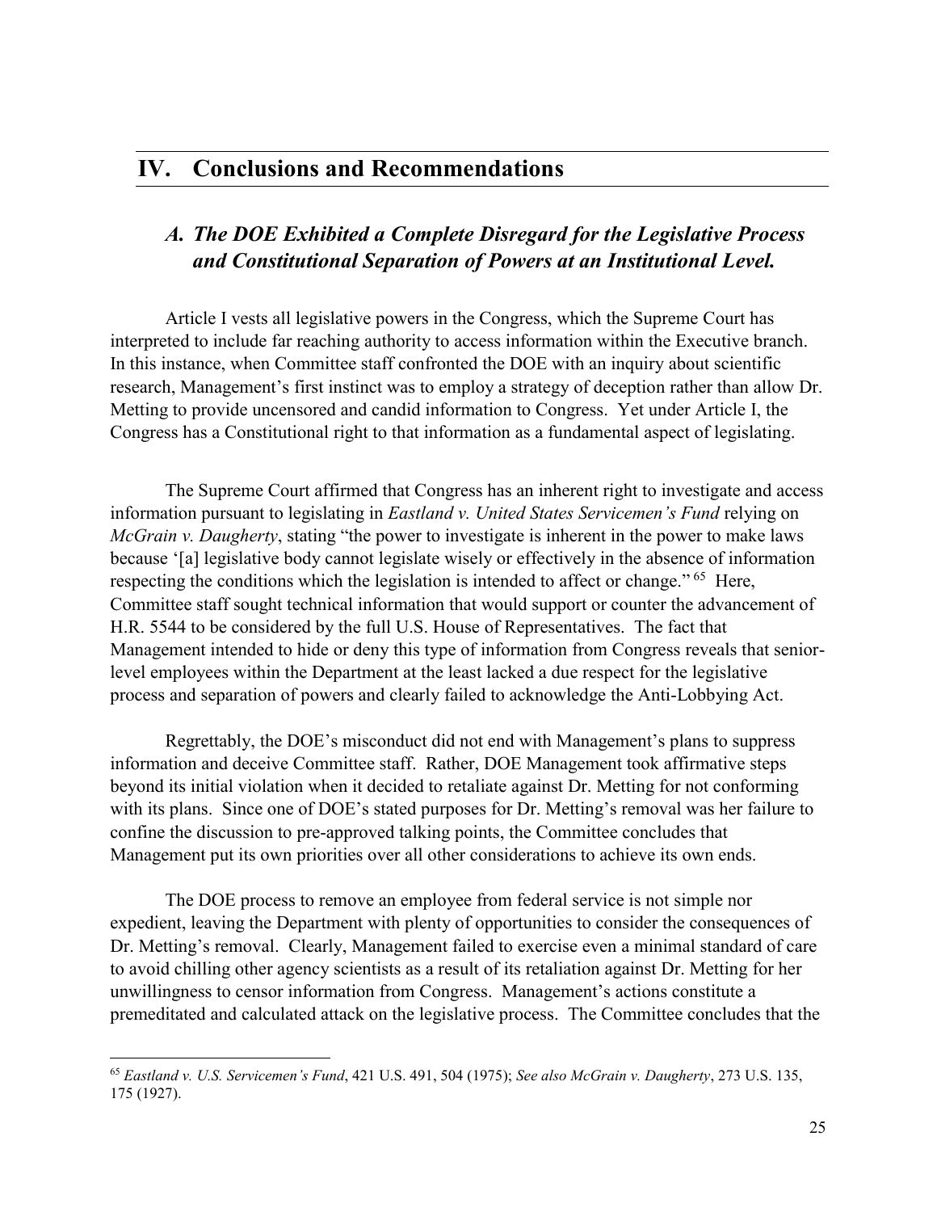# IV. Conclusions and Recommendations

## *A. The DOE Exhibited a Complete Disregard for the Legislative Process and Constitutional Separation of Powers at an Institutional Level.*

Article I vests all legislative powers in the Congress, which the Supreme Court has interpreted to include far reaching authority to access information within the Executive branch. In this instance, when Committee staff confronted the DOE with an inquiry about scientific research, Management's first instinct was to employ a strategy of deception rather than allow Dr. Metting to provide uncensored and candid information to Congress. Yet under Article I, the Congress has a Constitutional right to that information as a fundamental aspect of legislating.

The Supreme Court affirmed that Congress has an inherent right to investigate and access information pursuant to legislating in *Eastland v. United States Servicemen's Fund* relying on *McGrain v. Daugherty*, stating "the power to investigate is inherent in the power to make laws because '[a] legislative body cannot legislate wisely or effectively in the absence of information respecting the conditions which the legislation is intended to affect or change."[65] Here, Committee staff sought technical information that would support or counter the advancement of H.R. 5544 to be considered by the full U.S. House of Representatives. The fact that Management intended to hide or deny this type of information from Congress reveals that senior-level employees within the Department at the least lacked a due respect for the legislative process and separation of powers and clearly failed to acknowledge the Anti-Lobbying Act.

Regrettably, the DOE's misconduct did not end with Management's plans to suppress information and deceive Committee staff. Rather, DOE Management took affirmative steps beyond its initial violation when it decided to retaliate against Dr. Metting for not conforming with its plans. Since one of DOE's stated purposes for Dr. Metting's removal was her failure to confine the discussion to pre-approved talking points, the Committee concludes that Management put its own priorities over all other considerations to achieve its own ends.

The DOE process to remove an employee from federal service is not simple nor expedient, leaving the Department with plenty of opportunities to consider the consequences of Dr. Metting's removal. Clearly, Management failed to exercise even a minimal standard of care to avoid chilling other agency scientists as a result of its retaliation against Dr. Metting for her unwillingness to censor information from Congress. Management's actions constitute a premeditated and calculated attack on the legislative process. The Committee concludes that the

[65] *Eastland v. U.S. Servicemen's Fund*, 421 U.S. 491, 504 (1975); *See also McGrain v. Daugherty*, 273 U.S. 135, 175 (1927).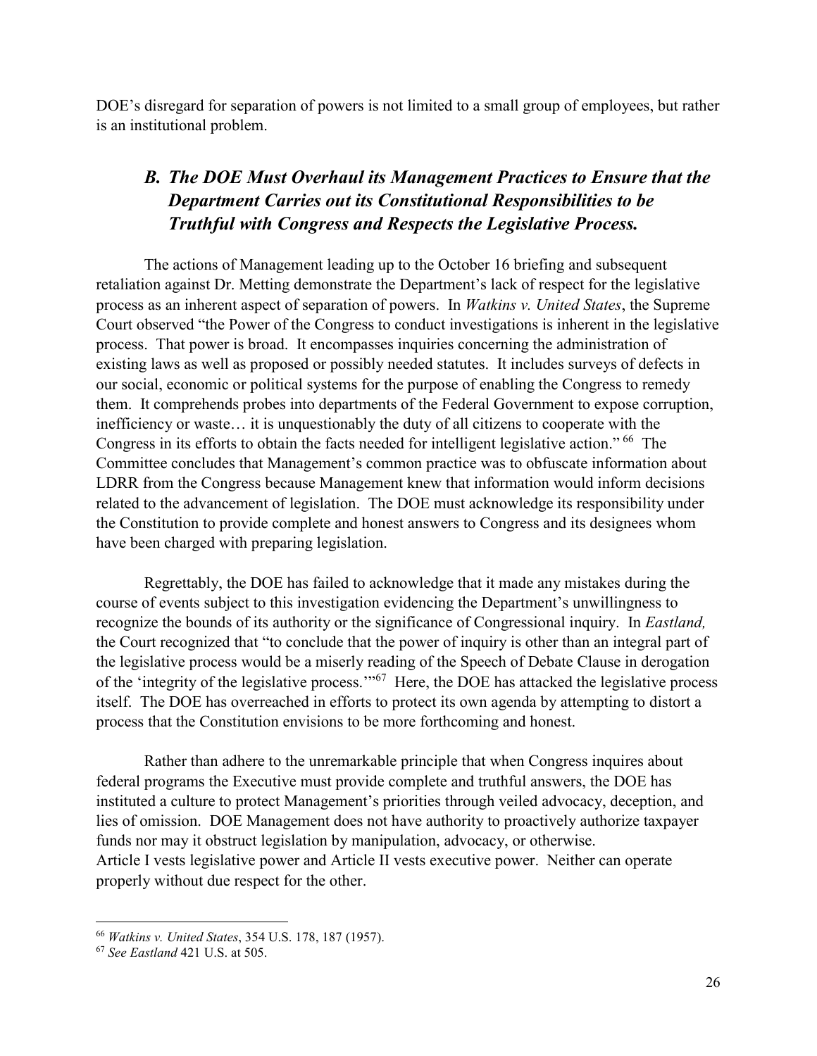DOE's disregard for separation of powers is not limited to a small group of employees, but rather is an institutional problem.

### *B. The DOE Must Overhaul its Management Practices to Ensure that the Department Carries out its Constitutional Responsibilities to be Truthful with Congress and Respects the Legislative Process.*

The actions of Management leading up to the October 16 briefing and subsequent retaliation against Dr. Metting demonstrate the Department's lack of respect for the legislative process as an inherent aspect of separation of powers. In *Watkins v. United States*, the Supreme Court observed "the Power of the Congress to conduct investigations is inherent in the legislative process. That power is broad. It encompasses inquiries concerning the administration of existing laws as well as proposed or possibly needed statutes. It includes surveys of defects in our social, economic or political systems for the purpose of enabling the Congress to remedy them. It comprehends probes into departments of the Federal Government to expose corruption, inefficiency or waste… it is unquestionably the duty of all citizens to cooperate with the Congress in its efforts to obtain the facts needed for intelligent legislative action." [66] The Committee concludes that Management's common practice was to obfuscate information about LDRR from the Congress because Management knew that information would inform decisions related to the advancement of legislation. The DOE must acknowledge its responsibility under the Constitution to provide complete and honest answers to Congress and its designees whom have been charged with preparing legislation.

Regrettably, the DOE has failed to acknowledge that it made any mistakes during the course of events subject to this investigation evidencing the Department's unwillingness to recognize the bounds of its authority or the significance of Congressional inquiry. In *Eastland,* the Court recognized that "to conclude that the power of inquiry is other than an integral part of the legislative process would be a miserly reading of the Speech of Debate Clause in derogation of the 'integrity of the legislative process.'"[67] Here, the DOE has attacked the legislative process itself. The DOE has overreached in efforts to protect its own agenda by attempting to distort a process that the Constitution envisions to be more forthcoming and honest.

Rather than adhere to the unremarkable principle that when Congress inquires about federal programs the Executive must provide complete and truthful answers, the DOE has instituted a culture to protect Management's priorities through veiled advocacy, deception, and lies of omission. DOE Management does not have authority to proactively authorize taxpayer funds nor may it obstruct legislation by manipulation, advocacy, or otherwise.
Article I vests legislative power and Article II vests executive power. Neither can operate properly without due respect for the other.

---

[66] *Watkins v. United States*, 354 U.S. 178, 187 (1957).

[67] *See Eastland* 421 U.S. at 505.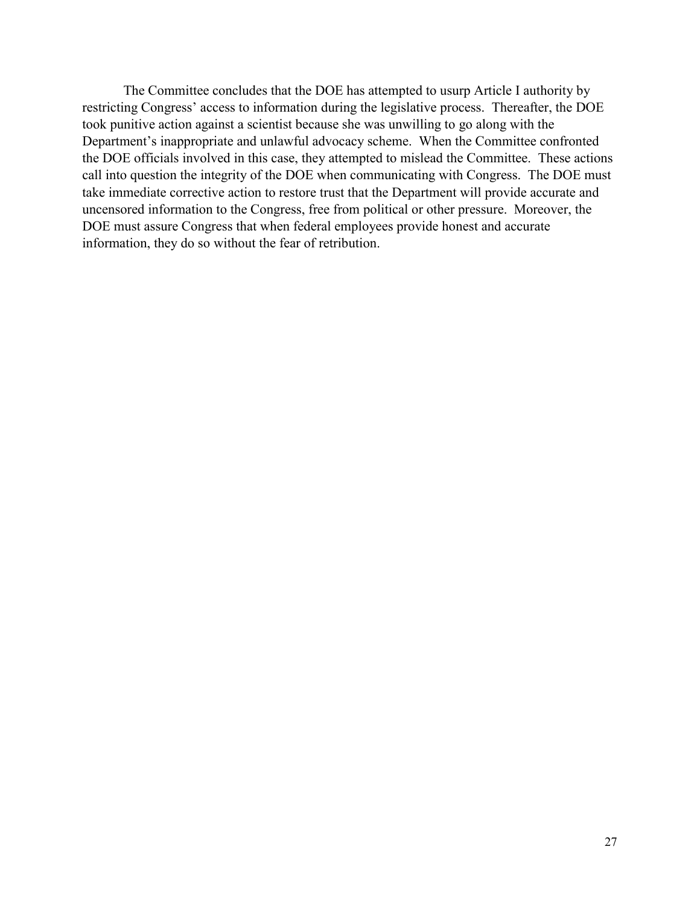The Committee concludes that the DOE has attempted to usurp Article I authority by restricting Congress' access to information during the legislative process. Thereafter, the DOE took punitive action against a scientist because she was unwilling to go along with the Department's inappropriate and unlawful advocacy scheme. When the Committee confronted the DOE officials involved in this case, they attempted to mislead the Committee. These actions call into question the integrity of the DOE when communicating with Congress. The DOE must take immediate corrective action to restore trust that the Department will provide accurate and uncensored information to the Congress, free from political or other pressure. Moreover, the DOE must assure Congress that when federal employees provide honest and accurate information, they do so without the fear of retribution.